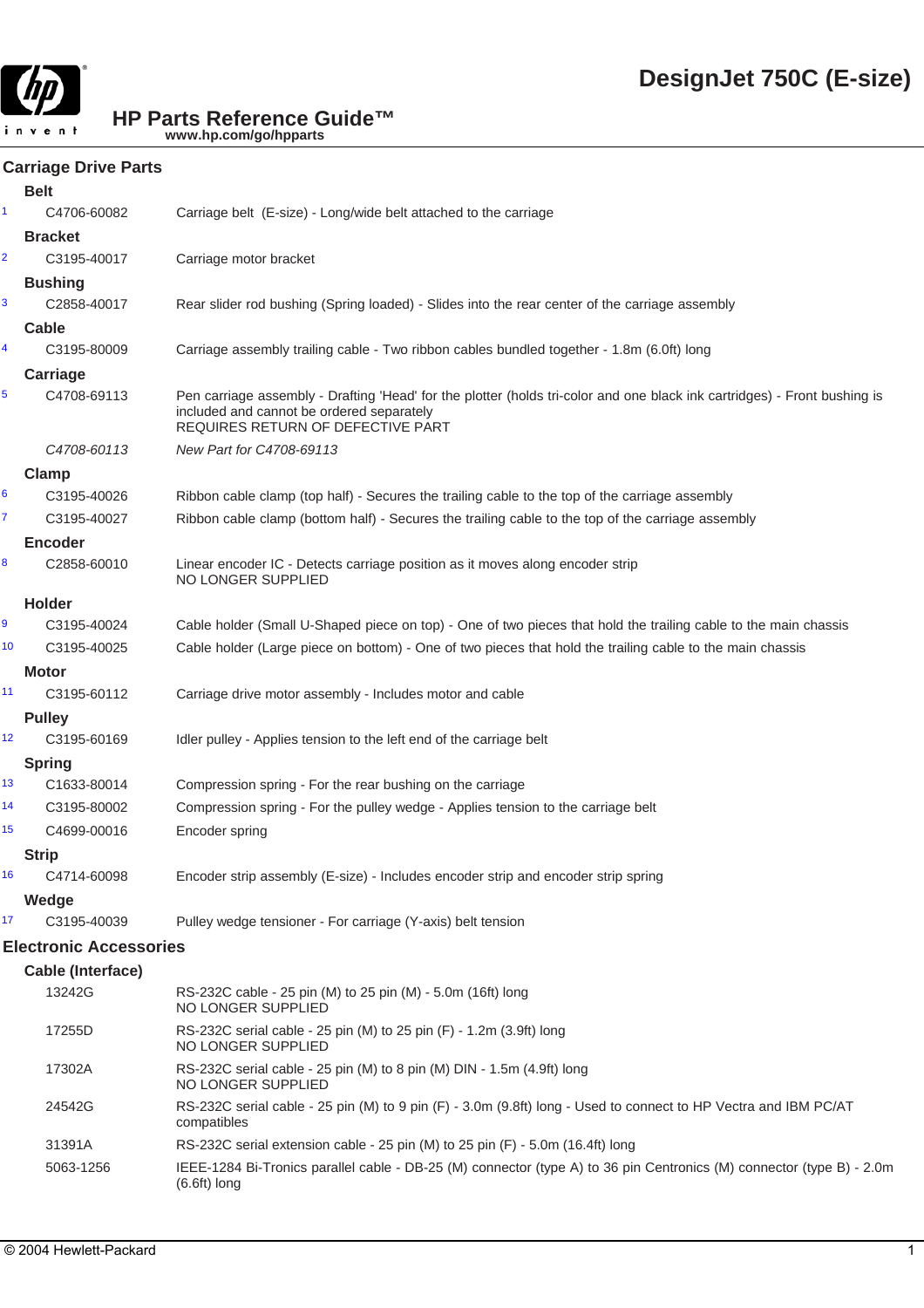# DesignJet 750C (E-size)

## HP Parts Reference Guide™

www.hp.com/go/hpparts

## Carriage Drive Parts

### Belt

| | Part Number | Description |
|---|---|---|
| 1 | C4706-60082 | Carriage belt (E-size) - Long/wide belt attached to the carriage |

### Bracket

| | Part Number | Description |
|---|---|---|
| 2 | C3195-40017 | Carriage motor bracket |

### Bushing

| | Part Number | Description |
|---|---|---|
| 3 | C2858-40017 | Rear slider rod bushing (Spring loaded) - Slides into the rear center of the carriage assembly |

### Cable

| | Part Number | Description |
|---|---|---|
| 4 | C3195-80009 | Carriage assembly trailing cable - Two ribbon cables bundled together - 1.8m (6.0ft) long |

### Carriage

| | Part Number | Description |
|---|---|---|
| 5 | C4708-69113 | Pen carriage assembly - Drafting 'Head' for the plotter (holds tri-color and one black ink cartridges) - Front bushing is included and cannot be ordered separately<br>REQUIRES RETURN OF DEFECTIVE PART |
| | *C4708-60113* | *New Part for C4708-69113* |

### Clamp

| | Part Number | Description |
|---|---|---|
| 6 | C3195-40026 | Ribbon cable clamp (top half) - Secures the trailing cable to the top of the carriage assembly |
| 7 | C3195-40027 | Ribbon cable clamp (bottom half) - Secures the trailing cable to the top of the carriage assembly |

### Encoder

| | Part Number | Description |
|---|---|---|
| 8 | C2858-60010 | Linear encoder IC - Detects carriage position as it moves along encoder strip<br>NO LONGER SUPPLIED |

### Holder

| | Part Number | Description |
|---|---|---|
| 9 | C3195-40024 | Cable holder (Small U-Shaped piece on top) - One of two pieces that hold the trailing cable to the main chassis |
| 10 | C3195-40025 | Cable holder (Large piece on bottom) - One of two pieces that hold the trailing cable to the main chassis |

### Motor

| | Part Number | Description |
|---|---|---|
| 11 | C3195-60112 | Carriage drive motor assembly - Includes motor and cable |

### Pulley

| | Part Number | Description |
|---|---|---|
| 12 | C3195-60169 | Idler pulley - Applies tension to the left end of the carriage belt |

### Spring

| | Part Number | Description |
|---|---|---|
| 13 | C1633-80014 | Compression spring - For the rear bushing on the carriage |
| 14 | C3195-80002 | Compression spring - For the pulley wedge - Applies tension to the carriage belt |
| 15 | C4699-00016 | Encoder spring |

### Strip

| | Part Number | Description |
|---|---|---|
| 16 | C4714-60098 | Encoder strip assembly (E-size) - Includes encoder strip and encoder strip spring |

### Wedge

| | Part Number | Description |
|---|---|---|
| 17 | C3195-40039 | Pulley wedge tensioner - For carriage (Y-axis) belt tension |

## Electronic Accessories

### Cable (Interface)

| Part Number | Description |
|---|---|
| 13242G | RS-232C cable - 25 pin (M) to 25 pin (M) - 5.0m (16ft) long<br>NO LONGER SUPPLIED |
| 17255D | RS-232C serial cable - 25 pin (M) to 25 pin (F) - 1.2m (3.9ft) long<br>NO LONGER SUPPLIED |
| 17302A | RS-232C serial cable - 25 pin (M) to 8 pin (M) DIN - 1.5m (4.9ft) long<br>NO LONGER SUPPLIED |
| 24542G | RS-232C serial cable - 25 pin (M) to 9 pin (F) - 3.0m (9.8ft) long - Used to connect to HP Vectra and IBM PC/AT compatibles |
| 31391A | RS-232C serial extension cable - 25 pin (M) to 25 pin (F) - 5.0m (16.4ft) long |
| 5063-1256 | IEEE-1284 Bi-Tronics parallel cable - DB-25 (M) connector (type A) to 36 pin Centronics (M) connector (type B) - 2.0m (6.6ft) long |

© 2004 Hewlett-Packard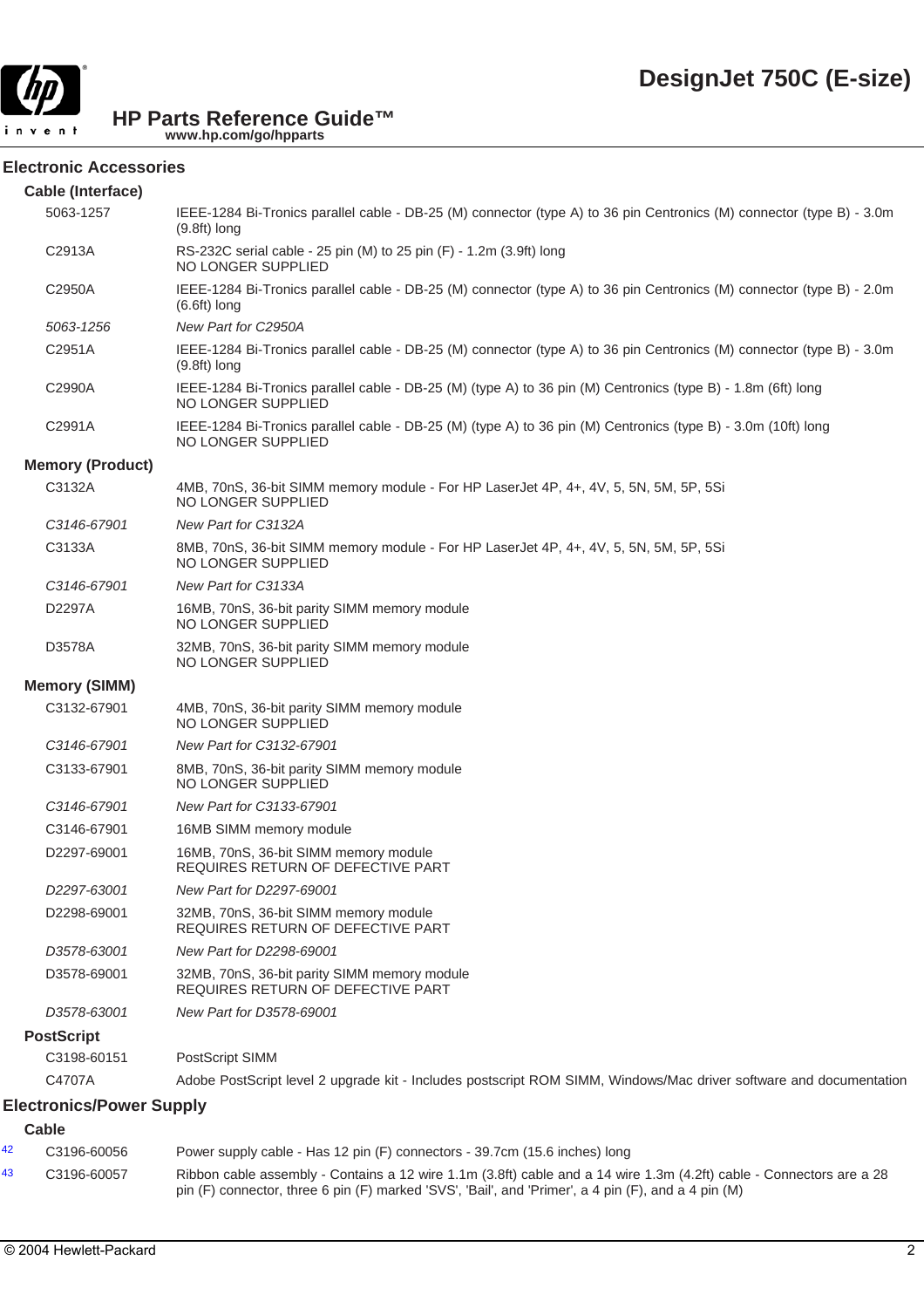## Electronic Accessories

### Cable (Interface)

| Part Number | Description |
|---|---|
| 5063-1257 | IEEE-1284 Bi-Tronics parallel cable - DB-25 (M) connector (type A) to 36 pin Centronics (M) connector (type B) - 3.0m (9.8ft) long |
| C2913A | RS-232C serial cable - 25 pin (M) to 25 pin (F) - 1.2m (3.9ft) long<br>NO LONGER SUPPLIED |
| C2950A | IEEE-1284 Bi-Tronics parallel cable - DB-25 (M) connector (type A) to 36 pin Centronics (M) connector (type B) - 2.0m (6.6ft) long |
| *5063-1256* | *New Part for C2950A* |
| C2951A | IEEE-1284 Bi-Tronics parallel cable - DB-25 (M) connector (type A) to 36 pin Centronics (M) connector (type B) - 3.0m (9.8ft) long |
| C2990A | IEEE-1284 Bi-Tronics parallel cable - DB-25 (M) (type A) to 36 pin (M) Centronics (type B) - 1.8m (6ft) long<br>NO LONGER SUPPLIED |
| C2991A | IEEE-1284 Bi-Tronics parallel cable - DB-25 (M) (type A) to 36 pin (M) Centronics (type B) - 3.0m (10ft) long<br>NO LONGER SUPPLIED |

### Memory (Product)

| Part Number | Description |
|---|---|
| C3132A | 4MB, 70nS, 36-bit SIMM memory module - For HP LaserJet 4P, 4+, 4V, 5, 5N, 5M, 5P, 5Si<br>NO LONGER SUPPLIED |
| *C3146-67901* | *New Part for C3132A* |
| C3133A | 8MB, 70nS, 36-bit SIMM memory module - For HP LaserJet 4P, 4+, 4V, 5, 5N, 5M, 5P, 5Si<br>NO LONGER SUPPLIED |
| *C3146-67901* | *New Part for C3133A* |
| D2297A | 16MB, 70nS, 36-bit parity SIMM memory module<br>NO LONGER SUPPLIED |
| D3578A | 32MB, 70nS, 36-bit parity SIMM memory module<br>NO LONGER SUPPLIED |

### Memory (SIMM)

| Part Number | Description |
|---|---|
| C3132-67901 | 4MB, 70nS, 36-bit parity SIMM memory module<br>NO LONGER SUPPLIED |
| *C3146-67901* | *New Part for C3132-67901* |
| C3133-67901 | 8MB, 70nS, 36-bit parity SIMM memory module<br>NO LONGER SUPPLIED |
| *C3146-67901* | *New Part for C3133-67901* |
| C3146-67901 | 16MB SIMM memory module |
| D2297-69001 | 16MB, 70nS, 36-bit SIMM memory module<br>REQUIRES RETURN OF DEFECTIVE PART |
| *D2297-63001* | *New Part for D2297-69001* |
| D2298-69001 | 32MB, 70nS, 36-bit SIMM memory module<br>REQUIRES RETURN OF DEFECTIVE PART |
| *D3578-63001* | *New Part for D2298-69001* |
| D3578-69001 | 32MB, 70nS, 36-bit parity SIMM memory module<br>REQUIRES RETURN OF DEFECTIVE PART |
| *D3578-63001* | *New Part for D3578-69001* |

### PostScript

| Part Number | Description |
|---|---|
| C3198-60151 | PostScript SIMM |
| C4707A | Adobe PostScript level 2 upgrade kit - Includes postscript ROM SIMM, Windows/Mac driver software and documentation |

## Electronics/Power Supply

### Cable

| Ref | Part Number | Description |
|---|---|---|
| 42 | C3196-60056 | Power supply cable - Has 12 pin (F) connectors - 39.7cm (15.6 inches) long |
| 43 | C3196-60057 | Ribbon cable assembly - Contains a 12 wire 1.1m (3.8ft) cable and a 14 wire 1.3m (4.2ft) cable - Connectors are a 28 pin (F) connector, three 6 pin (F) marked 'SVS', 'Bail', and 'Primer', a 4 pin (F), and a 4 pin (M) |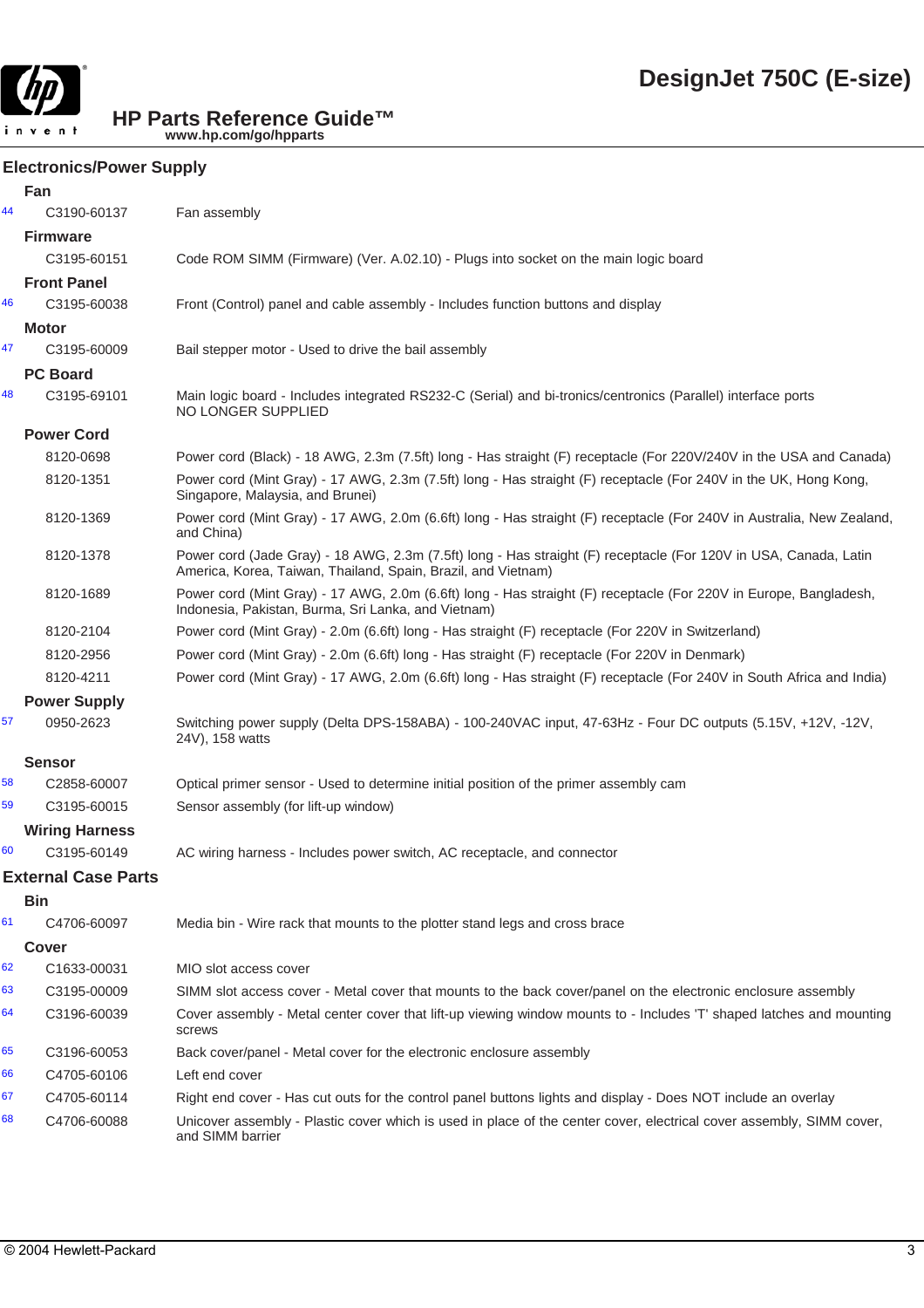# DesignJet 750C (E-size)

## HP Parts Reference Guide™

www.hp.com/go/hpparts

## Electronics/Power Supply

### Fan

| | Part Number | Description |
|---|---|---|
| 44 | C3190-60137 | Fan assembly |

### Firmware

| | Part Number | Description |
|---|---|---|
| | C3195-60151 | Code ROM SIMM (Firmware) (Ver. A.02.10) - Plugs into socket on the main logic board |

### Front Panel

| | Part Number | Description |
|---|---|---|
| 46 | C3195-60038 | Front (Control) panel and cable assembly - Includes function buttons and display |

### Motor

| | Part Number | Description |
|---|---|---|
| 47 | C3195-60009 | Bail stepper motor - Used to drive the bail assembly |

### PC Board

| | Part Number | Description |
|---|---|---|
| 48 | C3195-69101 | Main logic board - Includes integrated RS232-C (Serial) and bi-tronics/centronics (Parallel) interface ports NO LONGER SUPPLIED |

### Power Cord

| | Part Number | Description |
|---|---|---|
| | 8120-0698 | Power cord (Black) - 18 AWG, 2.3m (7.5ft) long - Has straight (F) receptacle (For 220V/240V in the USA and Canada) |
| | 8120-1351 | Power cord (Mint Gray) - 17 AWG, 2.3m (7.5ft) long - Has straight (F) receptacle (For 240V in the UK, Hong Kong, Singapore, Malaysia, and Brunei) |
| | 8120-1369 | Power cord (Mint Gray) - 17 AWG, 2.0m (6.6ft) long - Has straight (F) receptacle (For 240V in Australia, New Zealand, and China) |
| | 8120-1378 | Power cord (Jade Gray) - 18 AWG, 2.3m (7.5ft) long - Has straight (F) receptacle (For 120V in USA, Canada, Latin America, Korea, Taiwan, Thailand, Spain, Brazil, and Vietnam) |
| | 8120-1689 | Power cord (Mint Gray) - 17 AWG, 2.0m (6.6ft) long - Has straight (F) receptacle (For 220V in Europe, Bangladesh, Indonesia, Pakistan, Burma, Sri Lanka, and Vietnam) |
| | 8120-2104 | Power cord (Mint Gray) - 2.0m (6.6ft) long - Has straight (F) receptacle (For 220V in Switzerland) |
| | 8120-2956 | Power cord (Mint Gray) - 2.0m (6.6ft) long - Has straight (F) receptacle (For 220V in Denmark) |
| | 8120-4211 | Power cord (Mint Gray) - 17 AWG, 2.0m (6.6ft) long - Has straight (F) receptacle (For 240V in South Africa and India) |

### Power Supply

| | Part Number | Description |
|---|---|---|
| 57 | 0950-2623 | Switching power supply (Delta DPS-158ABA) - 100-240VAC input, 47-63Hz - Four DC outputs (5.15V, +12V, -12V, 24V), 158 watts |

### Sensor

| | Part Number | Description |
|---|---|---|
| 58 | C2858-60007 | Optical primer sensor - Used to determine initial position of the primer assembly cam |
| 59 | C3195-60015 | Sensor assembly (for lift-up window) |

### Wiring Harness

| | Part Number | Description |
|---|---|---|
| 60 | C3195-60149 | AC wiring harness - Includes power switch, AC receptacle, and connector |

## External Case Parts

### Bin

| | Part Number | Description |
|---|---|---|
| 61 | C4706-60097 | Media bin - Wire rack that mounts to the plotter stand legs and cross brace |

### Cover

| | Part Number | Description |
|---|---|---|
| 62 | C1633-00031 | MIO slot access cover |
| 63 | C3195-00009 | SIMM slot access cover - Metal cover that mounts to the back cover/panel on the electronic enclosure assembly |
| 64 | C3196-60039 | Cover assembly - Metal center cover that lift-up viewing window mounts to - Includes 'T' shaped latches and mounting screws |
| 65 | C3196-60053 | Back cover/panel - Metal cover for the electronic enclosure assembly |
| 66 | C4705-60106 | Left end cover |
| 67 | C4705-60114 | Right end cover - Has cut outs for the control panel buttons lights and display - Does NOT include an overlay |
| 68 | C4706-60088 | Unicover assembly - Plastic cover which is used in place of the center cover, electrical cover assembly, SIMM cover, and SIMM barrier |

© 2004 Hewlett-Packard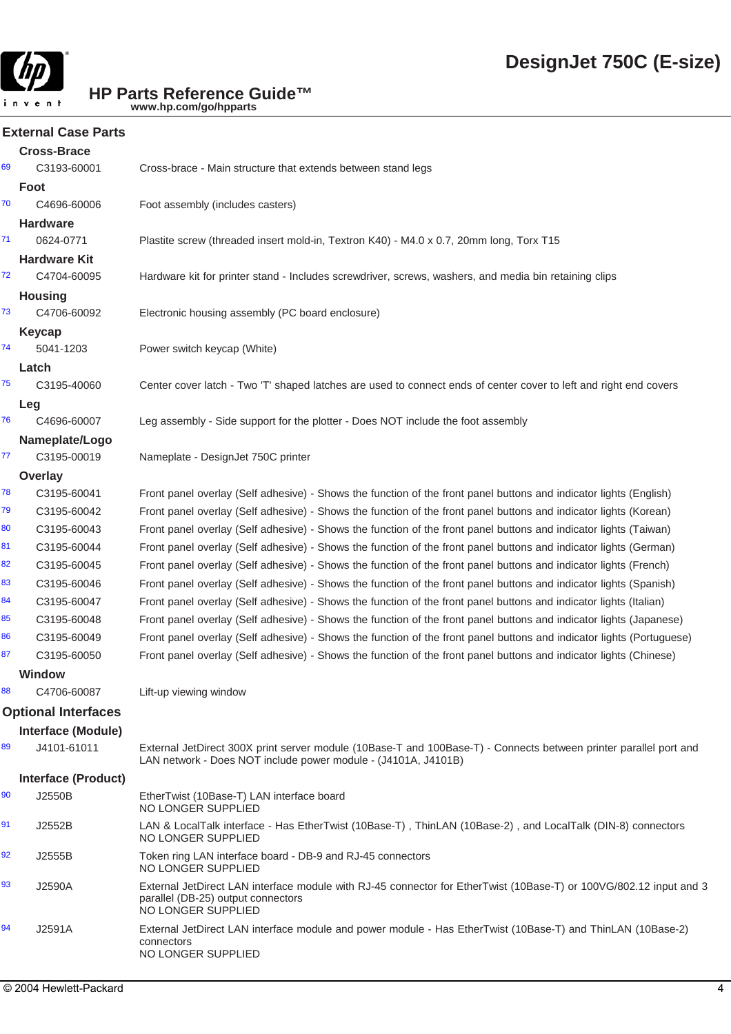## External Case Parts

### Cross-Brace

| # | Part Number | Description |
|---|---|---|
| 69 | C3193-60001 | Cross-brace - Main structure that extends between stand legs |

### Foot

| # | Part Number | Description |
|---|---|---|
| 70 | C4696-60006 | Foot assembly (includes casters) |

### Hardware

| # | Part Number | Description |
|---|---|---|
| 71 | 0624-0771 | Plastite screw (threaded insert mold-in, Textron K40) - M4.0 x 0.7, 20mm long, Torx T15 |

### Hardware Kit

| # | Part Number | Description |
|---|---|---|
| 72 | C4704-60095 | Hardware kit for printer stand - Includes screwdriver, screws, washers, and media bin retaining clips |

### Housing

| # | Part Number | Description |
|---|---|---|
| 73 | C4706-60092 | Electronic housing assembly (PC board enclosure) |

### Keycap

| # | Part Number | Description |
|---|---|---|
| 74 | 5041-1203 | Power switch keycap (White) |

### Latch

| # | Part Number | Description |
|---|---|---|
| 75 | C3195-40060 | Center cover latch - Two 'T' shaped latches are used to connect ends of center cover to left and right end covers |

### Leg

| # | Part Number | Description |
|---|---|---|
| 76 | C4696-60007 | Leg assembly - Side support for the plotter - Does NOT include the foot assembly |

### Nameplate/Logo

| # | Part Number | Description |
|---|---|---|
| 77 | C3195-00019 | Nameplate - DesignJet 750C printer |

### Overlay

| # | Part Number | Description |
|---|---|---|
| 78 | C3195-60041 | Front panel overlay (Self adhesive) - Shows the function of the front panel buttons and indicator lights (English) |
| 79 | C3195-60042 | Front panel overlay (Self adhesive) - Shows the function of the front panel buttons and indicator lights (Korean) |
| 80 | C3195-60043 | Front panel overlay (Self adhesive) - Shows the function of the front panel buttons and indicator lights (Taiwan) |
| 81 | C3195-60044 | Front panel overlay (Self adhesive) - Shows the function of the front panel buttons and indicator lights (German) |
| 82 | C3195-60045 | Front panel overlay (Self adhesive) - Shows the function of the front panel buttons and indicator lights (French) |
| 83 | C3195-60046 | Front panel overlay (Self adhesive) - Shows the function of the front panel buttons and indicator lights (Spanish) |
| 84 | C3195-60047 | Front panel overlay (Self adhesive) - Shows the function of the front panel buttons and indicator lights (Italian) |
| 85 | C3195-60048 | Front panel overlay (Self adhesive) - Shows the function of the front panel buttons and indicator lights (Japanese) |
| 86 | C3195-60049 | Front panel overlay (Self adhesive) - Shows the function of the front panel buttons and indicator lights (Portuguese) |
| 87 | C3195-60050 | Front panel overlay (Self adhesive) - Shows the function of the front panel buttons and indicator lights (Chinese) |

### Window

| # | Part Number | Description |
|---|---|---|
| 88 | C4706-60087 | Lift-up viewing window |

## Optional Interfaces

### Interface (Module)

| # | Part Number | Description |
|---|---|---|
| 89 | J4101-61011 | External JetDirect 300X print server module (10Base-T and 100Base-T) - Connects between printer parallel port and LAN network - Does NOT include power module - (J4101A, J4101B) |

### Interface (Product)

| # | Part Number | Description |
|---|---|---|
| 90 | J2550B | EtherTwist (10Base-T) LAN interface board<br>NO LONGER SUPPLIED |
| 91 | J2552B | LAN & LocalTalk interface - Has EtherTwist (10Base-T) , ThinLAN (10Base-2) , and LocalTalk (DIN-8) connectors<br>NO LONGER SUPPLIED |
| 92 | J2555B | Token ring LAN interface board - DB-9 and RJ-45 connectors<br>NO LONGER SUPPLIED |
| 93 | J2590A | External JetDirect LAN interface module with RJ-45 connector for EtherTwist (10Base-T) or 100VG/802.12 input and 3 parallel (DB-25) output connectors<br>NO LONGER SUPPLIED |
| 94 | J2591A | External JetDirect LAN interface module and power module - Has EtherTwist (10Base-T) and ThinLAN (10Base-2) connectors<br>NO LONGER SUPPLIED |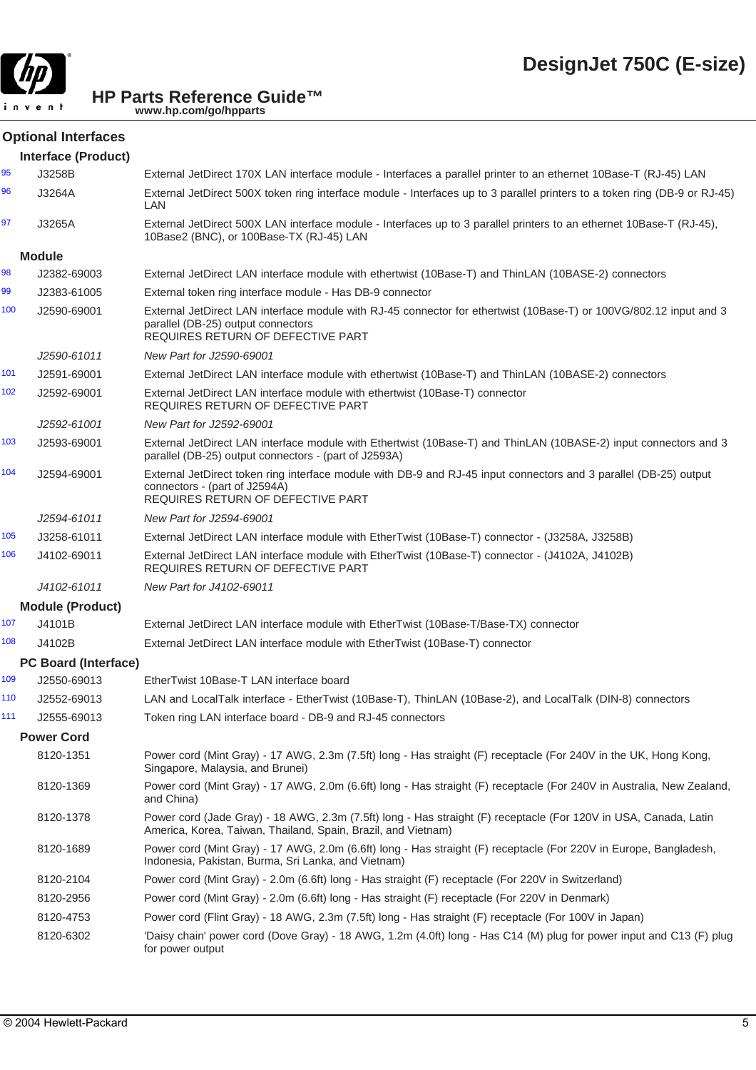## Optional Interfaces

### Interface (Product)

| | | |
|---|---|---|
| 95 | J3258B | External JetDirect 170X LAN interface module - Interfaces a parallel printer to an ethernet 10Base-T (RJ-45) LAN |
| 96 | J3264A | External JetDirect 500X token ring interface module - Interfaces up to 3 parallel printers to a token ring (DB-9 or RJ-45) LAN |
| 97 | J3265A | External JetDirect 500X LAN interface module - Interfaces up to 3 parallel printers to an ethernet 10Base-T (RJ-45), 10Base2 (BNC), or 100Base-TX (RJ-45) LAN |

### Module

| | | |
|---|---|---|
| 98 | J2382-69003 | External JetDirect LAN interface module with ethertwist (10Base-T) and ThinLAN (10BASE-2) connectors |
| 99 | J2383-61005 | External token ring interface module - Has DB-9 connector |
| 100 | J2590-69001 | External JetDirect LAN interface module with RJ-45 connector for ethertwist (10Base-T) or 100VG/802.12 input and 3 parallel (DB-25) output connectors<br>REQUIRES RETURN OF DEFECTIVE PART |
| | *J2590-61011* | *New Part for J2590-69001* |
| 101 | J2591-69001 | External JetDirect LAN interface module with ethertwist (10Base-T) and ThinLAN (10BASE-2) connectors |
| 102 | J2592-69001 | External JetDirect LAN interface module with ethertwist (10Base-T) connector<br>REQUIRES RETURN OF DEFECTIVE PART |
| | *J2592-61001* | *New Part for J2592-69001* |
| 103 | J2593-69001 | External JetDirect LAN interface module with Ethertwist (10Base-T) and ThinLAN (10BASE-2) input connectors and 3 parallel (DB-25) output connectors - (part of J2593A) |
| 104 | J2594-69001 | External JetDirect token ring interface module with DB-9 and RJ-45 input connectors and 3 parallel (DB-25) output connectors - (part of J2594A)<br>REQUIRES RETURN OF DEFECTIVE PART |
| | *J2594-61011* | *New Part for J2594-69001* |
| 105 | J3258-61011 | External JetDirect LAN interface module with EtherTwist (10Base-T) connector - (J3258A, J3258B) |
| 106 | J4102-69011 | External JetDirect LAN interface module with EtherTwist (10Base-T) connector - (J4102A, J4102B)<br>REQUIRES RETURN OF DEFECTIVE PART |
| | *J4102-61011* | *New Part for J4102-69011* |

### Module (Product)

| | | |
|---|---|---|
| 107 | J4101B | External JetDirect LAN interface module with EtherTwist (10Base-T/Base-TX) connector |
| 108 | J4102B | External JetDirect LAN interface module with EtherTwist (10Base-T) connector |

### PC Board (Interface)

| | | |
|---|---|---|
| 109 | J2550-69013 | EtherTwist 10Base-T LAN interface board |
| 110 | J2552-69013 | LAN and LocalTalk interface - EtherTwist (10Base-T), ThinLAN (10Base-2), and LocalTalk (DIN-8) connectors |
| 111 | J2555-69013 | Token ring LAN interface board - DB-9 and RJ-45 connectors |

### Power Cord

| | |
|---|---|
| 8120-1351 | Power cord (Mint Gray) - 17 AWG, 2.3m (7.5ft) long - Has straight (F) receptacle (For 240V in the UK, Hong Kong, Singapore, Malaysia, and Brunei) |
| 8120-1369 | Power cord (Mint Gray) - 17 AWG, 2.0m (6.6ft) long - Has straight (F) receptacle (For 240V in Australia, New Zealand, and China) |
| 8120-1378 | Power cord (Jade Gray) - 18 AWG, 2.3m (7.5ft) long - Has straight (F) receptacle (For 120V in USA, Canada, Latin America, Korea, Taiwan, Thailand, Spain, Brazil, and Vietnam) |
| 8120-1689 | Power cord (Mint Gray) - 17 AWG, 2.0m (6.6ft) long - Has straight (F) receptacle (For 220V in Europe, Bangladesh, Indonesia, Pakistan, Burma, Sri Lanka, and Vietnam) |
| 8120-2104 | Power cord (Mint Gray) - 2.0m (6.6ft) long - Has straight (F) receptacle (For 220V in Switzerland) |
| 8120-2956 | Power cord (Mint Gray) - 2.0m (6.6ft) long - Has straight (F) receptacle (For 220V in Denmark) |
| 8120-4753 | Power cord (Flint Gray) - 18 AWG, 2.3m (7.5ft) long - Has straight (F) receptacle (For 100V in Japan) |
| 8120-6302 | 'Daisy chain' power cord (Dove Gray) - 18 AWG, 1.2m (4.0ft) long - Has C14 (M) plug for power input and C13 (F) plug for power output |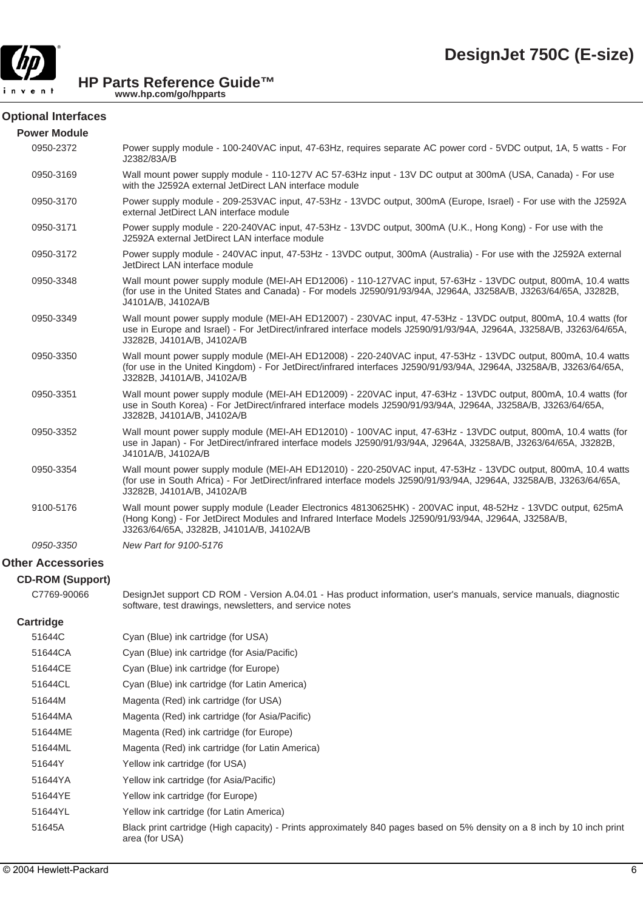## Optional Interfaces

### Power Module

| | |
|---|---|
| 0950-2372 | Power supply module - 100-240VAC input, 47-63Hz, requires separate AC power cord - 5VDC output, 1A, 5 watts - For J2382/83A/B |
| 0950-3169 | Wall mount power supply module - 110-127V AC 57-63Hz input - 13V DC output at 300mA (USA, Canada) - For use with the J2592A external JetDirect LAN interface module |
| 0950-3170 | Power supply module - 209-253VAC input, 47-53Hz - 13VDC output, 300mA (Europe, Israel) - For use with the J2592A external JetDirect LAN interface module |
| 0950-3171 | Power supply module - 220-240VAC input, 47-53Hz - 13VDC output, 300mA (U.K., Hong Kong) - For use with the J2592A external JetDirect LAN interface module |
| 0950-3172 | Power supply module - 240VAC input, 47-53Hz - 13VDC output, 300mA (Australia) - For use with the J2592A external JetDirect LAN interface module |
| 0950-3348 | Wall mount power supply module (MEI-AH ED12006) - 110-127VAC input, 57-63Hz - 13VDC output, 800mA, 10.4 watts (for use in the United States and Canada) - For models J2590/91/93/94A, J2964A, J3258A/B, J3263/64/65A, J3282B, J4101A/B, J4102A/B |
| 0950-3349 | Wall mount power supply module (MEI-AH ED12007) - 230VAC input, 47-53Hz - 13VDC output, 800mA, 10.4 watts (for use in Europe and Israel) - For JetDirect/infrared interface models J2590/91/93/94A, J2964A, J3258A/B, J3263/64/65A, J3282B, J4101A/B, J4102A/B |
| 0950-3350 | Wall mount power supply module (MEI-AH ED12008) - 220-240VAC input, 47-53Hz - 13VDC output, 800mA, 10.4 watts (for use in the United Kingdom) - For JetDirect/infrared interfaces J2590/91/93/94A, J2964A, J3258A/B, J3263/64/65A, J3282B, J4101A/B, J4102A/B |
| 0950-3351 | Wall mount power supply module (MEI-AH ED12009) - 220VAC input, 47-63Hz - 13VDC output, 800mA, 10.4 watts (for use in South Korea) - For JetDirect/infrared interface models J2590/91/93/94A, J2964A, J3258A/B, J3263/64/65A, J3282B, J4101A/B, J4102A/B |
| 0950-3352 | Wall mount power supply module (MEI-AH ED12010) - 100VAC input, 47-63Hz - 13VDC output, 800mA, 10.4 watts (for use in Japan) - For JetDirect/infrared interface models J2590/91/93/94A, J2964A, J3258A/B, J3263/64/65A, J3282B, J4101A/B, J4102A/B |
| 0950-3354 | Wall mount power supply module (MEI-AH ED12010) - 220-250VAC input, 47-53Hz - 13VDC output, 800mA, 10.4 watts (for use in South Africa) - For JetDirect/infrared interface models J2590/91/93/94A, J2964A, J3258A/B, J3263/64/65A, J3282B, J4101A/B, J4102A/B |
| 9100-5176 | Wall mount power supply module (Leader Electronics 48130625HK) - 200VAC input, 48-52Hz - 13VDC output, 625mA (Hong Kong) - For JetDirect Modules and Infrared Interface Models J2590/91/93/94A, J2964A, J3258A/B, J3263/64/65A, J3282B, J4101A/B, J4102A/B |
| *0950-3350* | *New Part for 9100-5176* |

## Other Accessories

### CD-ROM (Support)

| | |
|---|---|
| C7769-90066 | DesignJet support CD ROM - Version A.04.01 - Has product information, user's manuals, service manuals, diagnostic software, test drawings, newsletters, and service notes |

### Cartridge

| | |
|---|---|
| 51644C | Cyan (Blue) ink cartridge (for USA) |
| 51644CA | Cyan (Blue) ink cartridge (for Asia/Pacific) |
| 51644CE | Cyan (Blue) ink cartridge (for Europe) |
| 51644CL | Cyan (Blue) ink cartridge (for Latin America) |
| 51644M | Magenta (Red) ink cartridge (for USA) |
| 51644MA | Magenta (Red) ink cartridge (for Asia/Pacific) |
| 51644ME | Magenta (Red) ink cartridge (for Europe) |
| 51644ML | Magenta (Red) ink cartridge (for Latin America) |
| 51644Y | Yellow ink cartridge (for USA) |
| 51644YA | Yellow ink cartridge (for Asia/Pacific) |
| 51644YE | Yellow ink cartridge (for Europe) |
| 51644YL | Yellow ink cartridge (for Latin America) |
| 51645A | Black print cartridge (High capacity) - Prints approximately 840 pages based on 5% density on a 8 inch by 10 inch print area (for USA) |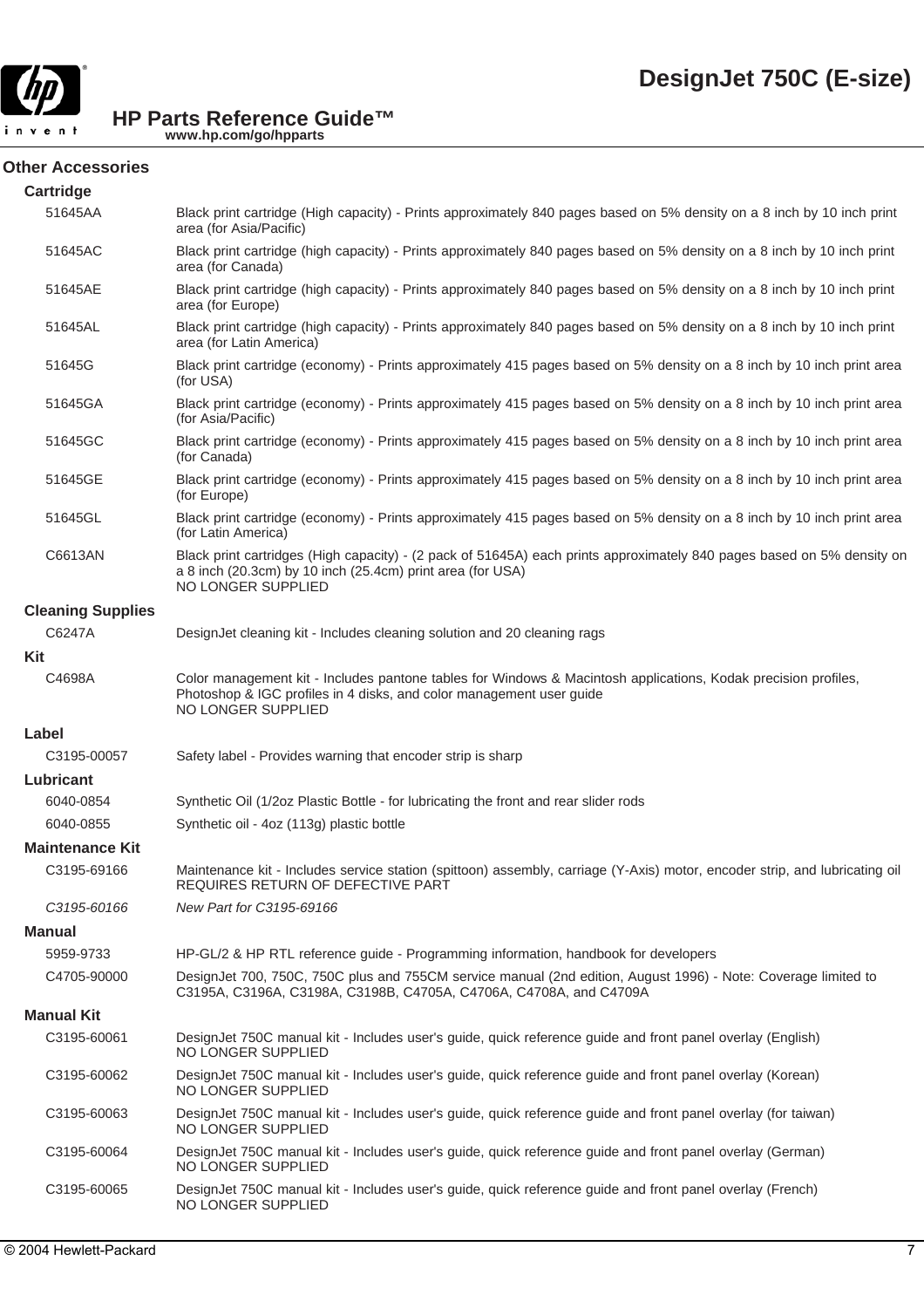## Other Accessories

### Cartridge

| | |
|---|---|
| 51645AA | Black print cartridge (High capacity) - Prints approximately 840 pages based on 5% density on a 8 inch by 10 inch print area (for Asia/Pacific) |
| 51645AC | Black print cartridge (high capacity) - Prints approximately 840 pages based on 5% density on a 8 inch by 10 inch print area (for Canada) |
| 51645AE | Black print cartridge (high capacity) - Prints approximately 840 pages based on 5% density on a 8 inch by 10 inch print area (for Europe) |
| 51645AL | Black print cartridge (high capacity) - Prints approximately 840 pages based on 5% density on a 8 inch by 10 inch print area (for Latin America) |
| 51645G | Black print cartridge (economy) - Prints approximately 415 pages based on 5% density on a 8 inch by 10 inch print area (for USA) |
| 51645GA | Black print cartridge (economy) - Prints approximately 415 pages based on 5% density on a 8 inch by 10 inch print area (for Asia/Pacific) |
| 51645GC | Black print cartridge (economy) - Prints approximately 415 pages based on 5% density on a 8 inch by 10 inch print area (for Canada) |
| 51645GE | Black print cartridge (economy) - Prints approximately 415 pages based on 5% density on a 8 inch by 10 inch print area (for Europe) |
| 51645GL | Black print cartridge (economy) - Prints approximately 415 pages based on 5% density on a 8 inch by 10 inch print area (for Latin America) |
| C6613AN | Black print cartridges (High capacity) - (2 pack of 51645A) each prints approximately 840 pages based on 5% density on a 8 inch (20.3cm) by 10 inch (25.4cm) print area (for USA)<br>NO LONGER SUPPLIED |

### Cleaning Supplies

| | |
|---|---|
| C6247A | DesignJet cleaning kit - Includes cleaning solution and 20 cleaning rags |

### Kit

| | |
|---|---|
| C4698A | Color management kit - Includes pantone tables for Windows & Macintosh applications, Kodak precision profiles, Photoshop & IGC profiles in 4 disks, and color management user guide<br>NO LONGER SUPPLIED |

### Label

| | |
|---|---|
| C3195-00057 | Safety label - Provides warning that encoder strip is sharp |

### Lubricant

| | |
|---|---|
| 6040-0854 | Synthetic Oil (1/2oz Plastic Bottle - for lubricating the front and rear slider rods |
| 6040-0855 | Synthetic oil - 4oz (113g) plastic bottle |

### Maintenance Kit

| | |
|---|---|
| C3195-69166 | Maintenance kit - Includes service station (spittoon) assembly, carriage (Y-Axis) motor, encoder strip, and lubricating oil<br>REQUIRES RETURN OF DEFECTIVE PART |
| *C3195-60166* | *New Part for C3195-69166* |

### Manual

| | |
|---|---|
| 5959-9733 | HP-GL/2 & HP RTL reference guide - Programming information, handbook for developers |
| C4705-90000 | DesignJet 700, 750C, 750C plus and 755CM service manual (2nd edition, August 1996) - Note: Coverage limited to C3195A, C3196A, C3198A, C3198B, C4705A, C4706A, C4708A, and C4709A |

### Manual Kit

| | |
|---|---|
| C3195-60061 | DesignJet 750C manual kit - Includes user's guide, quick reference guide and front panel overlay (English)<br>NO LONGER SUPPLIED |
| C3195-60062 | DesignJet 750C manual kit - Includes user's guide, quick reference guide and front panel overlay (Korean)<br>NO LONGER SUPPLIED |
| C3195-60063 | DesignJet 750C manual kit - Includes user's guide, quick reference guide and front panel overlay (for taiwan)<br>NO LONGER SUPPLIED |
| C3195-60064 | DesignJet 750C manual kit - Includes user's guide, quick reference guide and front panel overlay (German)<br>NO LONGER SUPPLIED |
| C3195-60065 | DesignJet 750C manual kit - Includes user's guide, quick reference guide and front panel overlay (French)<br>NO LONGER SUPPLIED |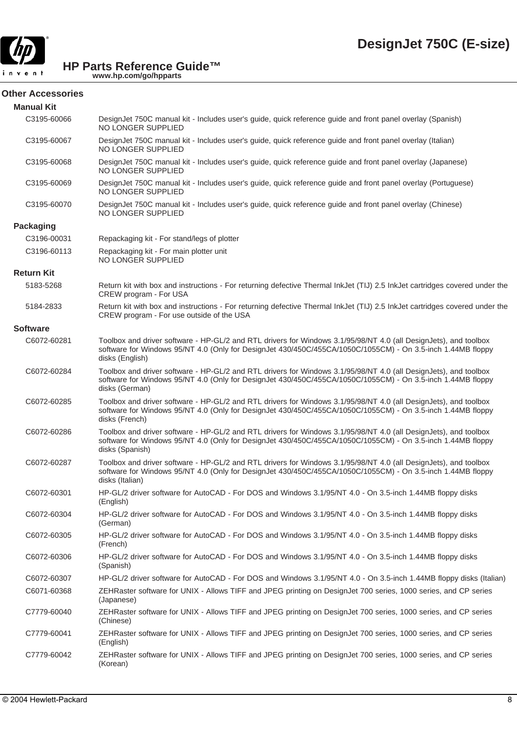## Other Accessories

### Manual Kit

| | |
|---|---|
| C3195-60066 | DesignJet 750C manual kit - Includes user's guide, quick reference guide and front panel overlay (Spanish) NO LONGER SUPPLIED |
| C3195-60067 | DesignJet 750C manual kit - Includes user's guide, quick reference guide and front panel overlay (Italian) NO LONGER SUPPLIED |
| C3195-60068 | DesignJet 750C manual kit - Includes user's guide, quick reference guide and front panel overlay (Japanese) NO LONGER SUPPLIED |
| C3195-60069 | DesignJet 750C manual kit - Includes user's guide, quick reference guide and front panel overlay (Portuguese) NO LONGER SUPPLIED |
| C3195-60070 | DesignJet 750C manual kit - Includes user's guide, quick reference guide and front panel overlay (Chinese) NO LONGER SUPPLIED |

### Packaging

| | |
|---|---|
| C3196-00031 | Repackaging kit - For stand/legs of plotter |
| C3196-60113 | Repackaging kit - For main plotter unit NO LONGER SUPPLIED |

### Return Kit

| | |
|---|---|
| 5183-5268 | Return kit with box and instructions - For returning defective Thermal InkJet (TIJ) 2.5 InkJet cartridges covered under the CREW program - For USA |
| 5184-2833 | Return kit with box and instructions - For returning defective Thermal InkJet (TIJ) 2.5 InkJet cartridges covered under the CREW program - For use outside of the USA |

### Software

| | |
|---|---|
| C6072-60281 | Toolbox and driver software - HP-GL/2 and RTL drivers for Windows 3.1/95/98/NT 4.0 (all DesignJets), and toolbox software for Windows 95/NT 4.0 (Only for DesignJet 430/450C/455CA/1050C/1055CM) - On 3.5-inch 1.44MB floppy disks (English) |
| C6072-60284 | Toolbox and driver software - HP-GL/2 and RTL drivers for Windows 3.1/95/98/NT 4.0 (all DesignJets), and toolbox software for Windows 95/NT 4.0 (Only for DesignJet 430/450C/455CA/1050C/1055CM) - On 3.5-inch 1.44MB floppy disks (German) |
| C6072-60285 | Toolbox and driver software - HP-GL/2 and RTL drivers for Windows 3.1/95/98/NT 4.0 (all DesignJets), and toolbox software for Windows 95/NT 4.0 (Only for DesignJet 430/450C/455CA/1050C/1055CM) - On 3.5-inch 1.44MB floppy disks (French) |
| C6072-60286 | Toolbox and driver software - HP-GL/2 and RTL drivers for Windows 3.1/95/98/NT 4.0 (all DesignJets), and toolbox software for Windows 95/NT 4.0 (Only for DesignJet 430/450C/455CA/1050C/1055CM) - On 3.5-inch 1.44MB floppy disks (Spanish) |
| C6072-60287 | Toolbox and driver software - HP-GL/2 and RTL drivers for Windows 3.1/95/98/NT 4.0 (all DesignJets), and toolbox software for Windows 95/NT 4.0 (Only for DesignJet 430/450C/455CA/1050C/1055CM) - On 3.5-inch 1.44MB floppy disks (Italian) |
| C6072-60301 | HP-GL/2 driver software for AutoCAD - For DOS and Windows 3.1/95/NT 4.0 - On 3.5-inch 1.44MB floppy disks (English) |
| C6072-60304 | HP-GL/2 driver software for AutoCAD - For DOS and Windows 3.1/95/NT 4.0 - On 3.5-inch 1.44MB floppy disks (German) |
| C6072-60305 | HP-GL/2 driver software for AutoCAD - For DOS and Windows 3.1/95/NT 4.0 - On 3.5-inch 1.44MB floppy disks (French) |
| C6072-60306 | HP-GL/2 driver software for AutoCAD - For DOS and Windows 3.1/95/NT 4.0 - On 3.5-inch 1.44MB floppy disks (Spanish) |
| C6072-60307 | HP-GL/2 driver software for AutoCAD - For DOS and Windows 3.1/95/NT 4.0 - On 3.5-inch 1.44MB floppy disks (Italian) |
| C6071-60368 | ZEHRaster software for UNIX - Allows TIFF and JPEG printing on DesignJet 700 series, 1000 series, and CP series (Japanese) |
| C7779-60040 | ZEHRaster software for UNIX - Allows TIFF and JPEG printing on DesignJet 700 series, 1000 series, and CP series (Chinese) |
| C7779-60041 | ZEHRaster software for UNIX - Allows TIFF and JPEG printing on DesignJet 700 series, 1000 series, and CP series (English) |
| C7779-60042 | ZEHRaster software for UNIX - Allows TIFF and JPEG printing on DesignJet 700 series, 1000 series, and CP series (Korean) |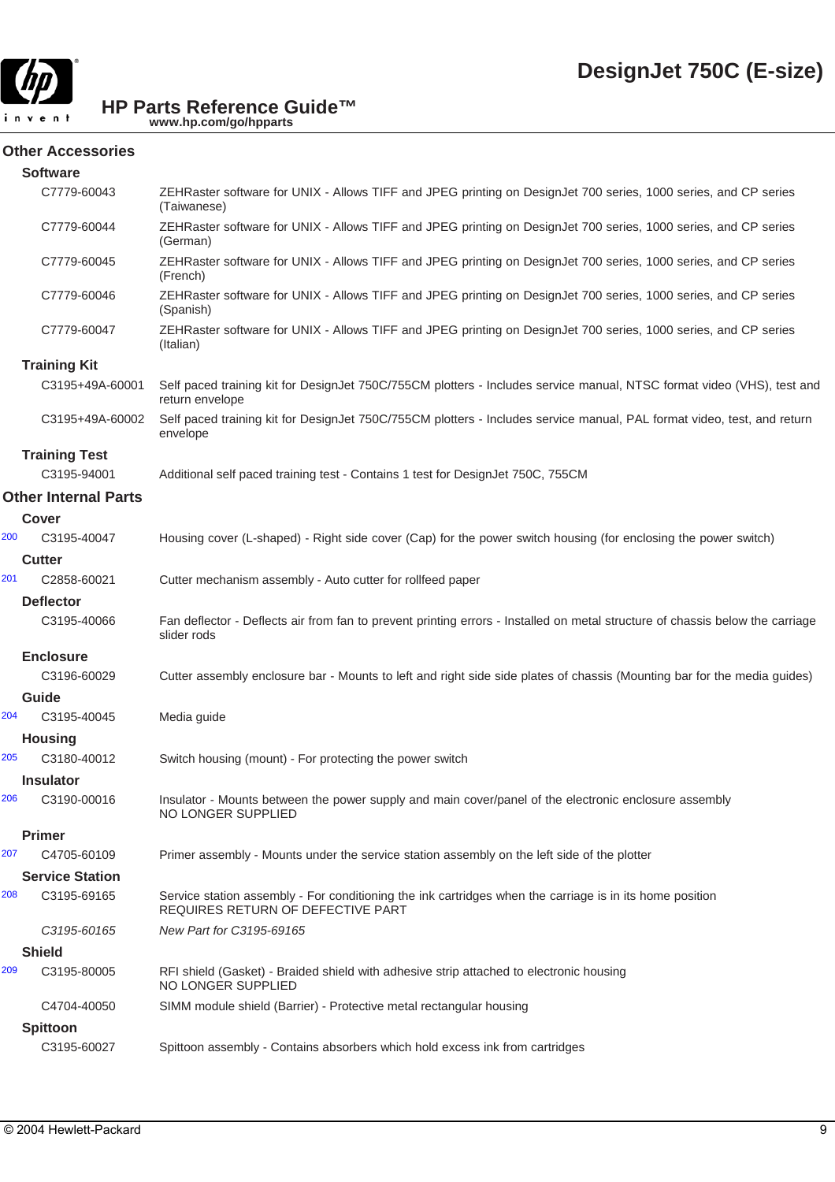## Other Accessories

### Software

| | Part Number | Description |
|---|---|---|
| | C7779-60043 | ZEHRaster software for UNIX - Allows TIFF and JPEG printing on DesignJet 700 series, 1000 series, and CP series (Taiwanese) |
| | C7779-60044 | ZEHRaster software for UNIX - Allows TIFF and JPEG printing on DesignJet 700 series, 1000 series, and CP series (German) |
| | C7779-60045 | ZEHRaster software for UNIX - Allows TIFF and JPEG printing on DesignJet 700 series, 1000 series, and CP series (French) |
| | C7779-60046 | ZEHRaster software for UNIX - Allows TIFF and JPEG printing on DesignJet 700 series, 1000 series, and CP series (Spanish) |
| | C7779-60047 | ZEHRaster software for UNIX - Allows TIFF and JPEG printing on DesignJet 700 series, 1000 series, and CP series (Italian) |

### Training Kit

| | Part Number | Description |
|---|---|---|
| | C3195+49A-60001 | Self paced training kit for DesignJet 750C/755CM plotters - Includes service manual, NTSC format video (VHS), test and return envelope |
| | C3195+49A-60002 | Self paced training kit for DesignJet 750C/755CM plotters - Includes service manual, PAL format video, test, and return envelope |

### Training Test

| | Part Number | Description |
|---|---|---|
| | C3195-94001 | Additional self paced training test - Contains 1 test for DesignJet 750C, 755CM |

## Other Internal Parts

### Cover

| | Part Number | Description |
|---|---|---|
| 200 | C3195-40047 | Housing cover (L-shaped) - Right side cover (Cap) for the power switch housing (for enclosing the power switch) |

### Cutter

| | Part Number | Description |
|---|---|---|
| 201 | C2858-60021 | Cutter mechanism assembly - Auto cutter for rollfeed paper |

### Deflector

| | Part Number | Description |
|---|---|---|
| | C3195-40066 | Fan deflector - Deflects air from fan to prevent printing errors - Installed on metal structure of chassis below the carriage slider rods |

### Enclosure

| | Part Number | Description |
|---|---|---|
| | C3196-60029 | Cutter assembly enclosure bar - Mounts to left and right side side plates of chassis (Mounting bar for the media guides) |

### Guide

| | Part Number | Description |
|---|---|---|
| 204 | C3195-40045 | Media guide |

### Housing

| | Part Number | Description |
|---|---|---|
| 205 | C3180-40012 | Switch housing (mount) - For protecting the power switch |

### Insulator

| | Part Number | Description |
|---|---|---|
| 206 | C3190-00016 | Insulator - Mounts between the power supply and main cover/panel of the electronic enclosure assembly NO LONGER SUPPLIED |

### Primer

| | Part Number | Description |
|---|---|---|
| 207 | C4705-60109 | Primer assembly - Mounts under the service station assembly on the left side of the plotter |

### Service Station

| | Part Number | Description |
|---|---|---|
| 208 | C3195-69165 | Service station assembly - For conditioning the ink cartridges when the carriage is in its home position REQUIRES RETURN OF DEFECTIVE PART |
| | *C3195-60165* | *New Part for C3195-69165* |

### Shield

| | Part Number | Description |
|---|---|---|
| 209 | C3195-80005 | RFI shield (Gasket) - Braided shield with adhesive strip attached to electronic housing NO LONGER SUPPLIED |
| | C4704-40050 | SIMM module shield (Barrier) - Protective metal rectangular housing |

### Spittoon

| | Part Number | Description |
|---|---|---|
| | C3195-60027 | Spittoon assembly - Contains absorbers which hold excess ink from cartridges |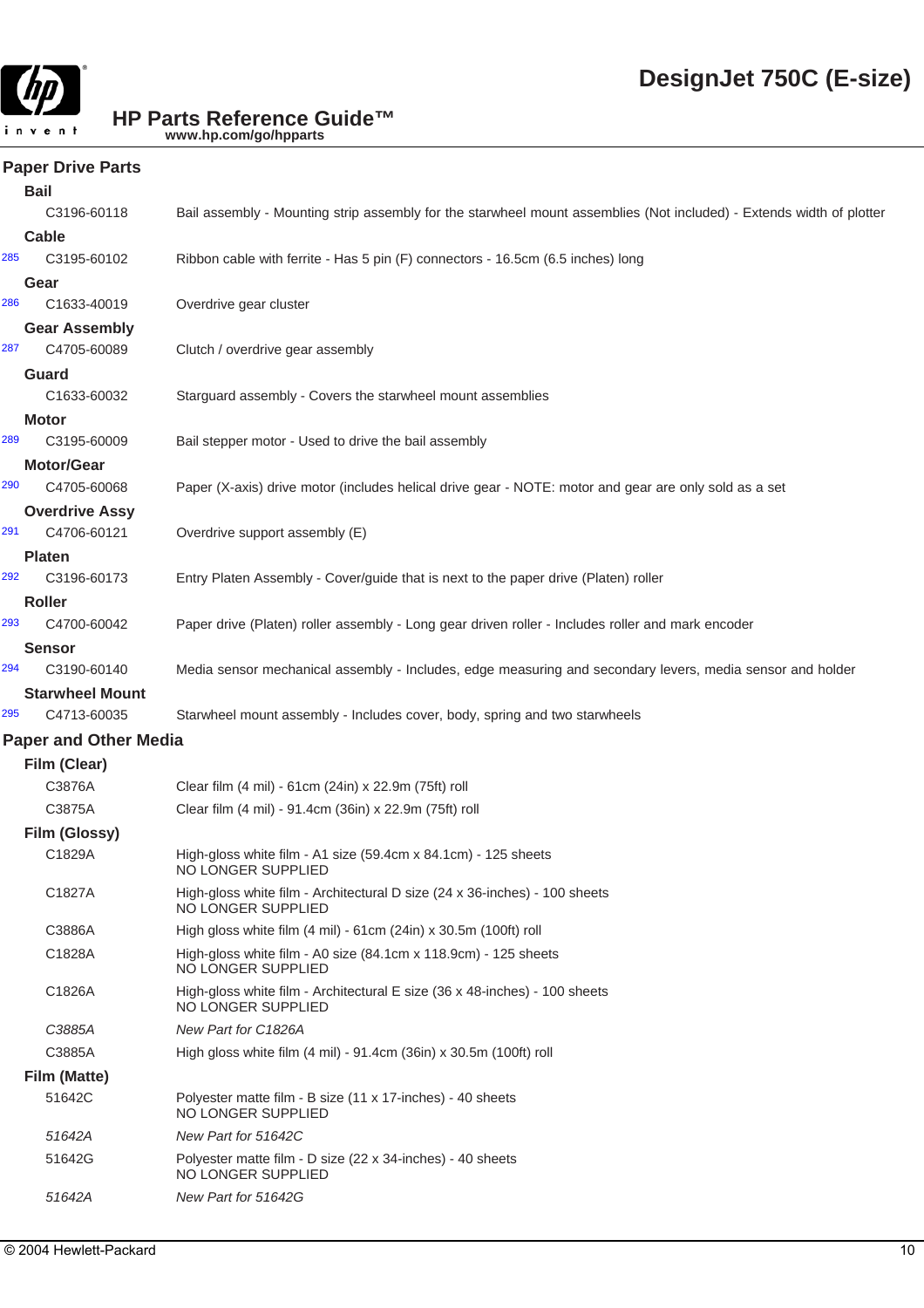## Paper Drive Parts

### Bail

| | Part Number | Description |
|---|---|---|
| | C3196-60118 | Bail assembly - Mounting strip assembly for the starwheel mount assemblies (Not included) - Extends width of plotter |

### Cable

| | Part Number | Description |
|---|---|---|
| 285 | C3195-60102 | Ribbon cable with ferrite - Has 5 pin (F) connectors - 16.5cm (6.5 inches) long |

### Gear

| | Part Number | Description |
|---|---|---|
| 286 | C1633-40019 | Overdrive gear cluster |

### Gear Assembly

| | Part Number | Description |
|---|---|---|
| 287 | C4705-60089 | Clutch / overdrive gear assembly |

### Guard

| | Part Number | Description |
|---|---|---|
| | C1633-60032 | Starguard assembly - Covers the starwheel mount assemblies |

### Motor

| | Part Number | Description |
|---|---|---|
| 289 | C3195-60009 | Bail stepper motor - Used to drive the bail assembly |

### Motor/Gear

| | Part Number | Description |
|---|---|---|
| 290 | C4705-60068 | Paper (X-axis) drive motor (includes helical drive gear - NOTE: motor and gear are only sold as a set |

### Overdrive Assy

| | Part Number | Description |
|---|---|---|
| 291 | C4706-60121 | Overdrive support assembly (E) |

### Platen

| | Part Number | Description |
|---|---|---|
| 292 | C3196-60173 | Entry Platen Assembly - Cover/guide that is next to the paper drive (Platen) roller |

### Roller

| | Part Number | Description |
|---|---|---|
| 293 | C4700-60042 | Paper drive (Platen) roller assembly - Long gear driven roller - Includes roller and mark encoder |

### Sensor

| | Part Number | Description |
|---|---|---|
| 294 | C3190-60140 | Media sensor mechanical assembly - Includes, edge measuring and secondary levers, media sensor and holder |

### Starwheel Mount

| | Part Number | Description |
|---|---|---|
| 295 | C4713-60035 | Starwheel mount assembly - Includes cover, body, spring and two starwheels |

## Paper and Other Media

### Film (Clear)

| Part Number | Description |
|---|---|
| C3876A | Clear film (4 mil) - 61cm (24in) x 22.9m (75ft) roll |
| C3875A | Clear film (4 mil) - 91.4cm (36in) x 22.9m (75ft) roll |

### Film (Glossy)

| Part Number | Description |
|---|---|
| C1829A | High-gloss white film - A1 size (59.4cm x 84.1cm) - 125 sheets NO LONGER SUPPLIED |
| C1827A | High-gloss white film - Architectural D size (24 x 36-inches) - 100 sheets NO LONGER SUPPLIED |
| C3886A | High gloss white film (4 mil) - 61cm (24in) x 30.5m (100ft) roll |
| C1828A | High-gloss white film - A0 size (84.1cm x 118.9cm) - 125 sheets NO LONGER SUPPLIED |
| C1826A | High-gloss white film - Architectural E size (36 x 48-inches) - 100 sheets NO LONGER SUPPLIED |
| *C3885A* | *New Part for C1826A* |
| C3885A | High gloss white film (4 mil) - 91.4cm (36in) x 30.5m (100ft) roll |

### Film (Matte)

| Part Number | Description |
|---|---|
| 51642C | Polyester matte film - B size (11 x 17-inches) - 40 sheets NO LONGER SUPPLIED |
| *51642A* | *New Part for 51642C* |
| 51642G | Polyester matte film - D size (22 x 34-inches) - 40 sheets NO LONGER SUPPLIED |
| *51642A* | *New Part for 51642G* |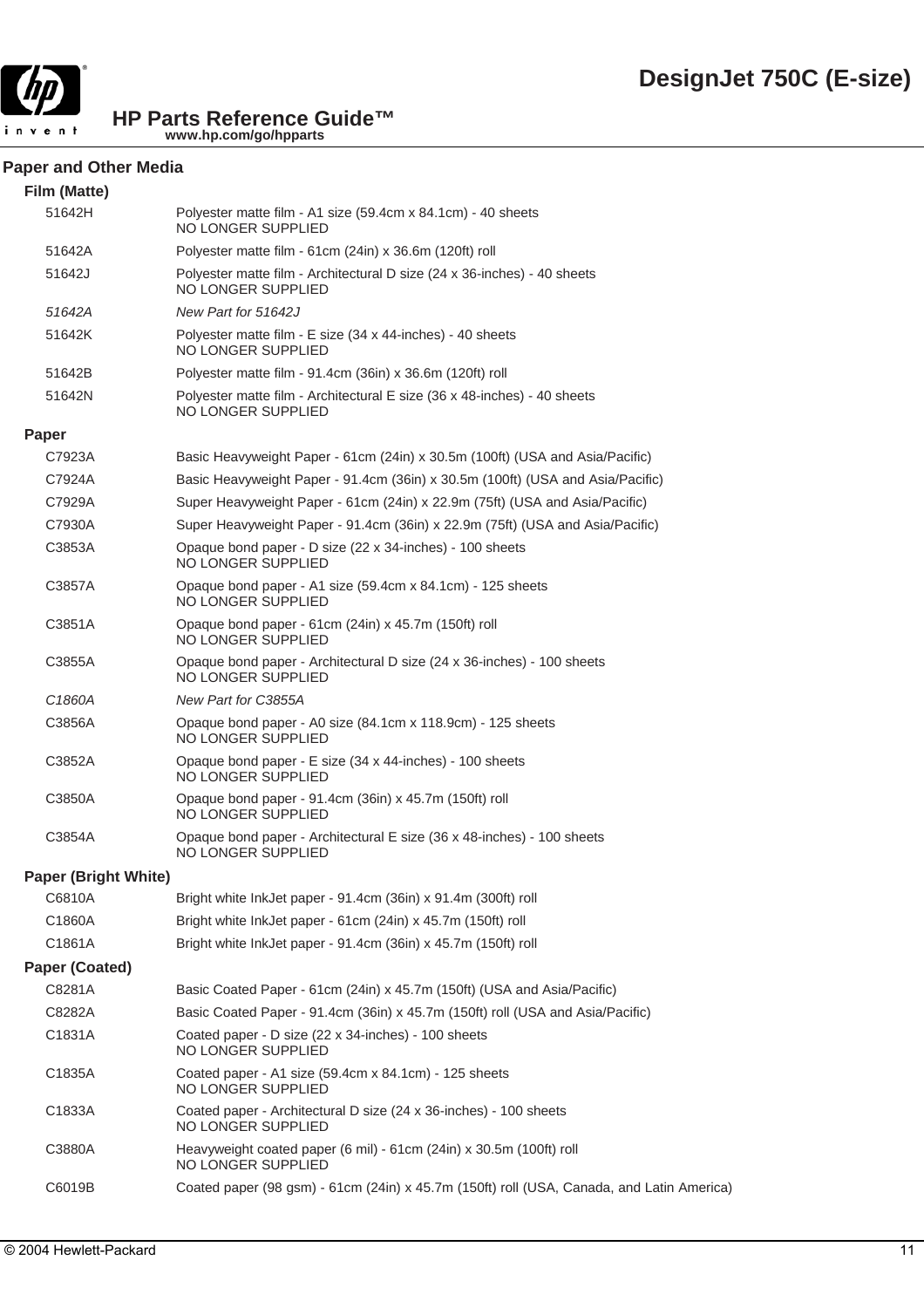## Paper and Other Media

### Film (Matte)

| | |
|---|---|
| 51642H | Polyester matte film - A1 size (59.4cm x 84.1cm) - 40 sheets<br>NO LONGER SUPPLIED |
| 51642A | Polyester matte film - 61cm (24in) x 36.6m (120ft) roll |
| 51642J | Polyester matte film - Architectural D size (24 x 36-inches) - 40 sheets<br>NO LONGER SUPPLIED |
| *51642A* | *New Part for 51642J* |
| 51642K | Polyester matte film - E size (34 x 44-inches) - 40 sheets<br>NO LONGER SUPPLIED |
| 51642B | Polyester matte film - 91.4cm (36in) x 36.6m (120ft) roll |
| 51642N | Polyester matte film - Architectural E size (36 x 48-inches) - 40 sheets<br>NO LONGER SUPPLIED |

### Paper

| | |
|---|---|
| C7923A | Basic Heavyweight Paper - 61cm (24in) x 30.5m (100ft) (USA and Asia/Pacific) |
| C7924A | Basic Heavyweight Paper - 91.4cm (36in) x 30.5m (100ft) (USA and Asia/Pacific) |
| C7929A | Super Heavyweight Paper - 61cm (24in) x 22.9m (75ft) (USA and Asia/Pacific) |
| C7930A | Super Heavyweight Paper - 91.4cm (36in) x 22.9m (75ft) (USA and Asia/Pacific) |
| C3853A | Opaque bond paper - D size (22 x 34-inches) - 100 sheets<br>NO LONGER SUPPLIED |
| C3857A | Opaque bond paper - A1 size (59.4cm x 84.1cm) - 125 sheets<br>NO LONGER SUPPLIED |
| C3851A | Opaque bond paper - 61cm (24in) x 45.7m (150ft) roll<br>NO LONGER SUPPLIED |
| C3855A | Opaque bond paper - Architectural D size (24 x 36-inches) - 100 sheets<br>NO LONGER SUPPLIED |
| *C1860A* | *New Part for C3855A* |
| C3856A | Opaque bond paper - A0 size (84.1cm x 118.9cm) - 125 sheets<br>NO LONGER SUPPLIED |
| C3852A | Opaque bond paper - E size (34 x 44-inches) - 100 sheets<br>NO LONGER SUPPLIED |
| C3850A | Opaque bond paper - 91.4cm (36in) x 45.7m (150ft) roll<br>NO LONGER SUPPLIED |
| C3854A | Opaque bond paper - Architectural E size (36 x 48-inches) - 100 sheets<br>NO LONGER SUPPLIED |

### Paper (Bright White)

| | |
|---|---|
| C6810A | Bright white InkJet paper - 91.4cm (36in) x 91.4m (300ft) roll |
| C1860A | Bright white InkJet paper - 61cm (24in) x 45.7m (150ft) roll |
| C1861A | Bright white InkJet paper - 91.4cm (36in) x 45.7m (150ft) roll |

### Paper (Coated)

| | |
|---|---|
| C8281A | Basic Coated Paper - 61cm (24in) x 45.7m (150ft) (USA and Asia/Pacific) |
| C8282A | Basic Coated Paper - 91.4cm (36in) x 45.7m (150ft) roll (USA and Asia/Pacific) |
| C1831A | Coated paper - D size (22 x 34-inches) - 100 sheets<br>NO LONGER SUPPLIED |
| C1835A | Coated paper - A1 size (59.4cm x 84.1cm) - 125 sheets<br>NO LONGER SUPPLIED |
| C1833A | Coated paper - Architectural D size (24 x 36-inches) - 100 sheets<br>NO LONGER SUPPLIED |
| C3880A | Heavyweight coated paper (6 mil) - 61cm (24in) x 30.5m (100ft) roll<br>NO LONGER SUPPLIED |
| C6019B | Coated paper (98 gsm) - 61cm (24in) x 45.7m (150ft) roll (USA, Canada, and Latin America) |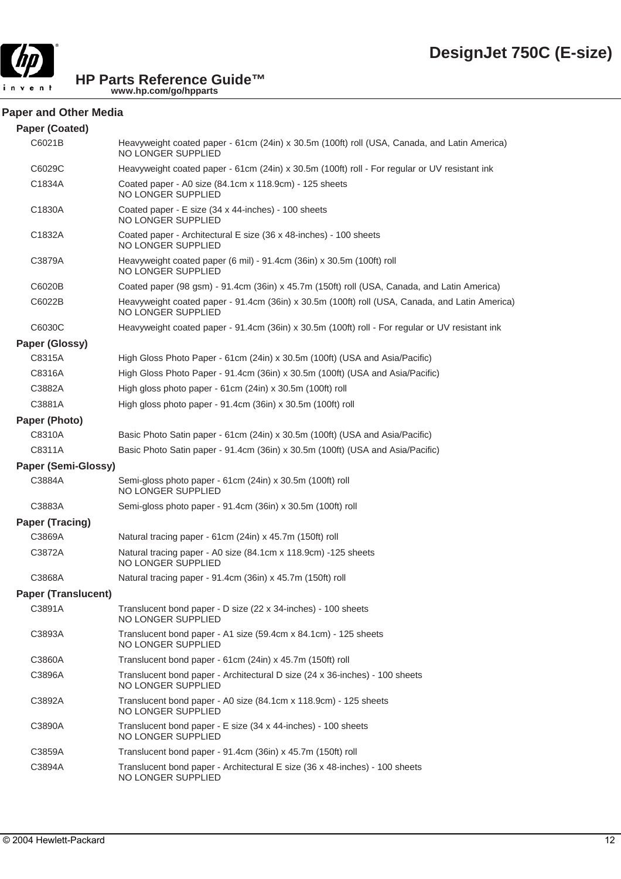## Paper and Other Media

### Paper (Coated)

| Part Number | Description |
|---|---|
| C6021B | Heavyweight coated paper - 61cm (24in) x 30.5m (100ft) roll (USA, Canada, and Latin America) NO LONGER SUPPLIED |
| C6029C | Heavyweight coated paper - 61cm (24in) x 30.5m (100ft) roll - For regular or UV resistant ink |
| C1834A | Coated paper - A0 size (84.1cm x 118.9cm) - 125 sheets NO LONGER SUPPLIED |
| C1830A | Coated paper - E size (34 x 44-inches) - 100 sheets NO LONGER SUPPLIED |
| C1832A | Coated paper - Architectural E size (36 x 48-inches) - 100 sheets NO LONGER SUPPLIED |
| C3879A | Heavyweight coated paper (6 mil) - 91.4cm (36in) x 30.5m (100ft) roll NO LONGER SUPPLIED |
| C6020B | Coated paper (98 gsm) - 91.4cm (36in) x 45.7m (150ft) roll (USA, Canada, and Latin America) |
| C6022B | Heavyweight coated paper - 91.4cm (36in) x 30.5m (100ft) roll (USA, Canada, and Latin America) NO LONGER SUPPLIED |
| C6030C | Heavyweight coated paper - 91.4cm (36in) x 30.5m (100ft) roll - For regular or UV resistant ink |

### Paper (Glossy)

| Part Number | Description |
|---|---|
| C8315A | High Gloss Photo Paper - 61cm (24in) x 30.5m (100ft) (USA and Asia/Pacific) |
| C8316A | High Gloss Photo Paper - 91.4cm (36in) x 30.5m (100ft) (USA and Asia/Pacific) |
| C3882A | High gloss photo paper - 61cm (24in) x 30.5m (100ft) roll |
| C3881A | High gloss photo paper - 91.4cm (36in) x 30.5m (100ft) roll |

### Paper (Photo)

| Part Number | Description |
|---|---|
| C8310A | Basic Photo Satin paper - 61cm (24in) x 30.5m (100ft) (USA and Asia/Pacific) |
| C8311A | Basic Photo Satin paper - 91.4cm (36in) x 30.5m (100ft) (USA and Asia/Pacific) |

### Paper (Semi-Glossy)

| Part Number | Description |
|---|---|
| C3884A | Semi-gloss photo paper - 61cm (24in) x 30.5m (100ft) roll NO LONGER SUPPLIED |
| C3883A | Semi-gloss photo paper - 91.4cm (36in) x 30.5m (100ft) roll |

### Paper (Tracing)

| Part Number | Description |
|---|---|
| C3869A | Natural tracing paper - 61cm (24in) x 45.7m (150ft) roll |
| C3872A | Natural tracing paper - A0 size (84.1cm x 118.9cm) -125 sheets NO LONGER SUPPLIED |
| C3868A | Natural tracing paper - 91.4cm (36in) x 45.7m (150ft) roll |

### Paper (Translucent)

| Part Number | Description |
|---|---|
| C3891A | Translucent bond paper - D size (22 x 34-inches) - 100 sheets NO LONGER SUPPLIED |
| C3893A | Translucent bond paper - A1 size (59.4cm x 84.1cm) - 125 sheets NO LONGER SUPPLIED |
| C3860A | Translucent bond paper - 61cm (24in) x 45.7m (150ft) roll |
| C3896A | Translucent bond paper - Architectural D size (24 x 36-inches) - 100 sheets NO LONGER SUPPLIED |
| C3892A | Translucent bond paper - A0 size (84.1cm x 118.9cm) - 125 sheets NO LONGER SUPPLIED |
| C3890A | Translucent bond paper - E size (34 x 44-inches) - 100 sheets NO LONGER SUPPLIED |
| C3859A | Translucent bond paper - 91.4cm (36in) x 45.7m (150ft) roll |
| C3894A | Translucent bond paper - Architectural E size (36 x 48-inches) - 100 sheets NO LONGER SUPPLIED |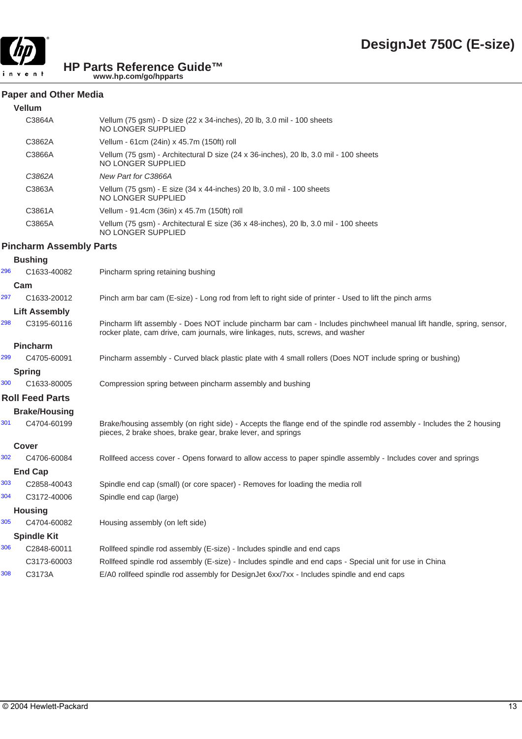## Paper and Other Media

### Vellum

| | Part Number | Description |
|---|---|---|
| | C3864A | Vellum (75 gsm) - D size (22 x 34-inches), 20 lb, 3.0 mil - 100 sheets<br>NO LONGER SUPPLIED |
| | C3862A | Vellum - 61cm (24in) x 45.7m (150ft) roll |
| | C3866A | Vellum (75 gsm) - Architectural D size (24 x 36-inches), 20 lb, 3.0 mil - 100 sheets<br>NO LONGER SUPPLIED |
| | *C3862A* | *New Part for C3866A* |
| | C3863A | Vellum (75 gsm) - E size (34 x 44-inches) 20 lb, 3.0 mil - 100 sheets<br>NO LONGER SUPPLIED |
| | C3861A | Vellum - 91.4cm (36in) x 45.7m (150ft) roll |
| | C3865A | Vellum (75 gsm) - Architectural E size (36 x 48-inches), 20 lb, 3.0 mil - 100 sheets<br>NO LONGER SUPPLIED |

## Pincharm Assembly Parts

### Bushing

| | Part Number | Description |
|---|---|---|
| 296 | C1633-40082 | Pincharm spring retaining bushing |

### Cam

| | Part Number | Description |
|---|---|---|
| 297 | C1633-20012 | Pinch arm bar cam (E-size) - Long rod from left to right side of printer - Used to lift the pinch arms |

### Lift Assembly

| | Part Number | Description |
|---|---|---|
| 298 | C3195-60116 | Pincharm lift assembly - Does NOT include pincharm bar cam - Includes pinchwheel manual lift handle, spring, sensor, rocker plate, cam drive, cam journals, wire linkages, nuts, screws, and washer |

### Pincharm

| | Part Number | Description |
|---|---|---|
| 299 | C4705-60091 | Pincharm assembly - Curved black plastic plate with 4 small rollers (Does NOT include spring or bushing) |

### Spring

| | Part Number | Description |
|---|---|---|
| 300 | C1633-80005 | Compression spring between pincharm assembly and bushing |

## Roll Feed Parts

### Brake/Housing

| | Part Number | Description |
|---|---|---|
| 301 | C4704-60199 | Brake/housing assembly (on right side) - Accepts the flange end of the spindle rod assembly - Includes the 2 housing pieces, 2 brake shoes, brake gear, brake lever, and springs |

### Cover

| | Part Number | Description |
|---|---|---|
| 302 | C4706-60084 | Rollfeed access cover - Opens forward to allow access to paper spindle assembly - Includes cover and springs |

### End Cap

| | Part Number | Description |
|---|---|---|
| 303 | C2858-40043 | Spindle end cap (small) (or core spacer) - Removes for loading the media roll |
| 304 | C3172-40006 | Spindle end cap (large) |

### Housing

| | Part Number | Description |
|---|---|---|
| 305 | C4704-60082 | Housing assembly (on left side) |

### Spindle Kit

| | Part Number | Description |
|---|---|---|
| 306 | C2848-60011 | Rollfeed spindle rod assembly (E-size) - Includes spindle and end caps |
| | C3173-60003 | Rollfeed spindle rod assembly (E-size) - Includes spindle and end caps - Special unit for use in China |
| 308 | C3173A | E/A0 rollfeed spindle rod assembly for DesignJet 6xx/7xx - Includes spindle and end caps |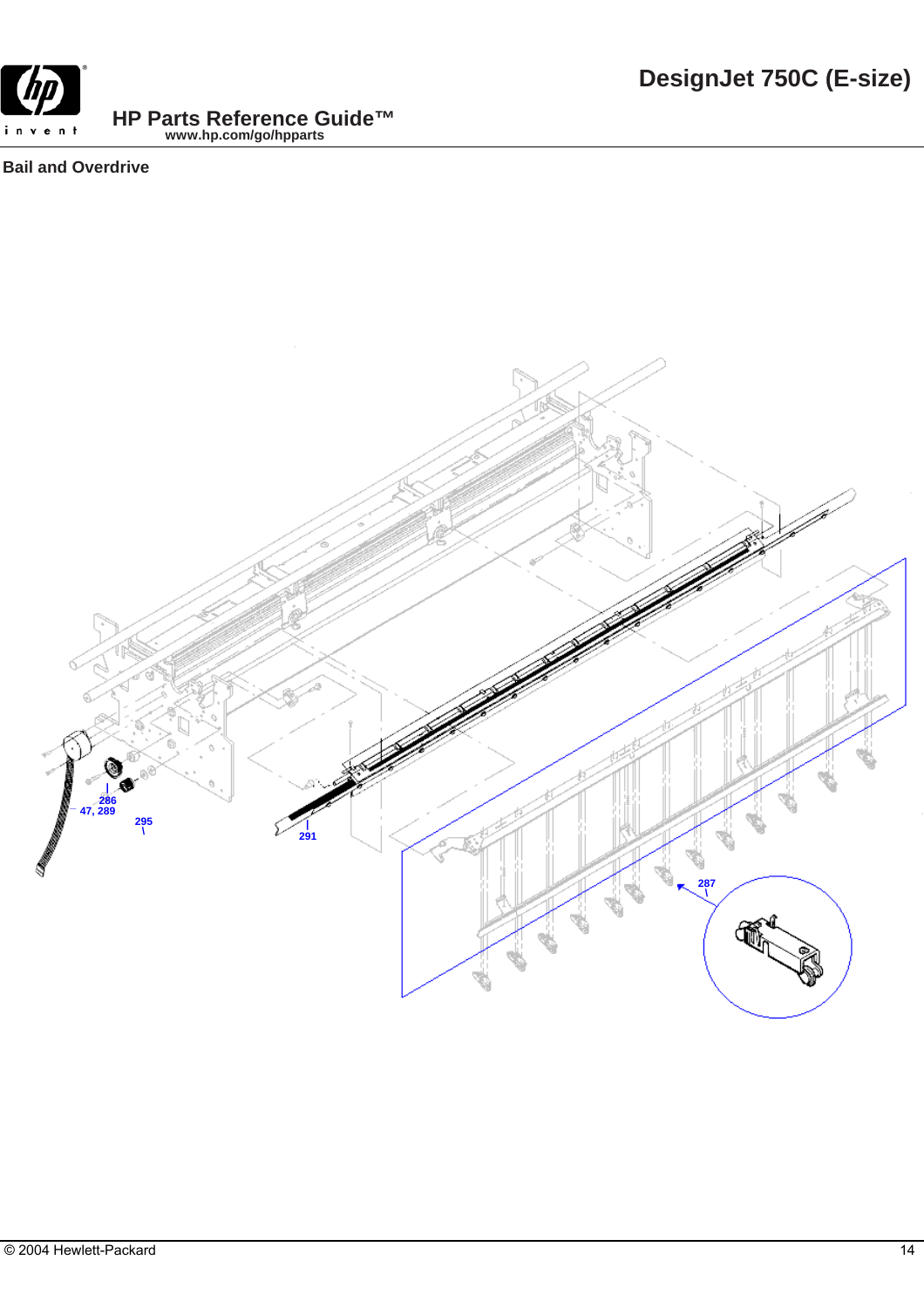## Bail and Overdrive

286

47, 289

295

291

287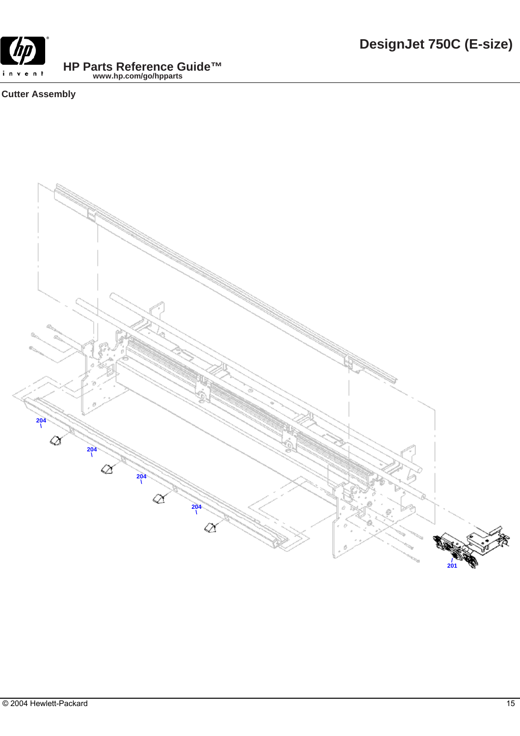## Cutter Assembly

204

204

204

204

201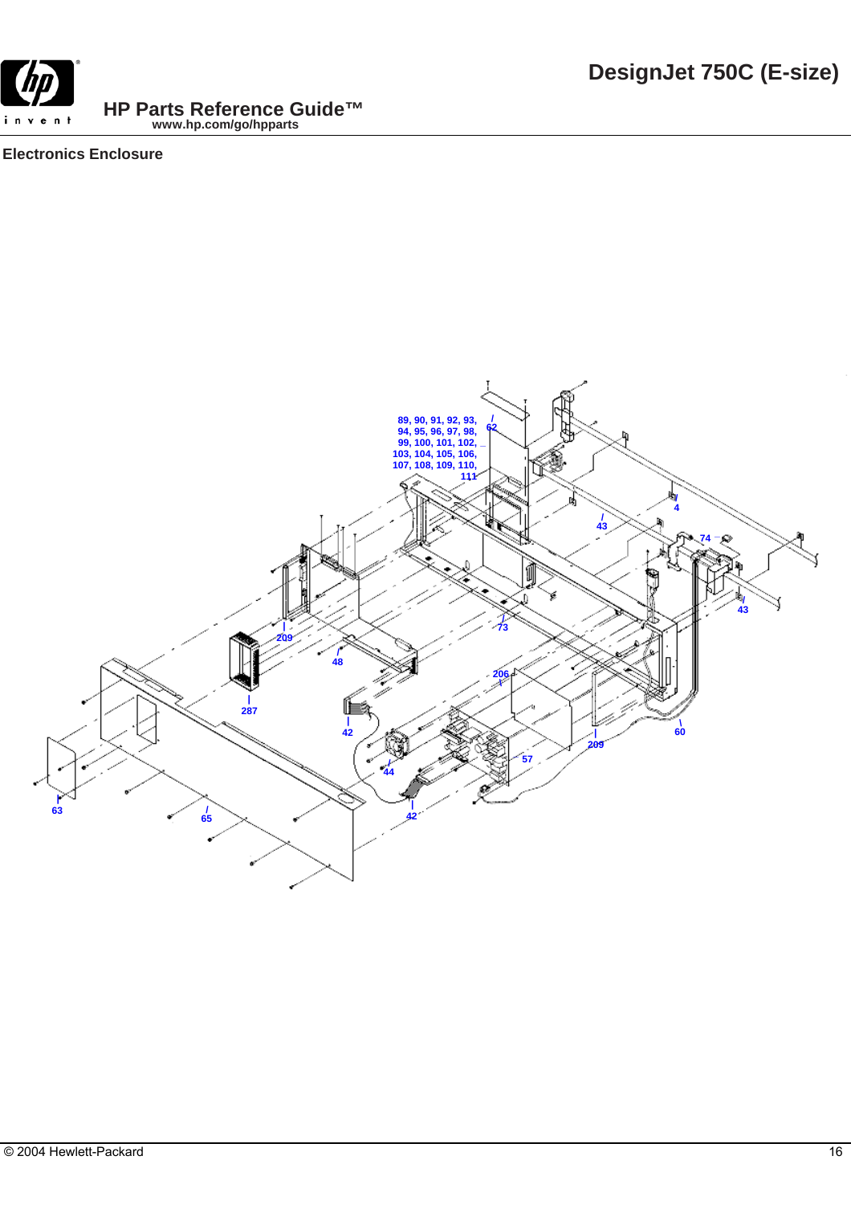# DesignJet 750C (E-size)

## HP Parts Reference Guide™

www.hp.com/go/hpparts

### Electronics Enclosure

89, 90, 91, 92, 93, 94, 95, 96, 97, 98, 99, 100, 101, 102, 103, 104, 105, 106, 107, 108, 109, 110, 111

62

4

43

74

43

73

209

48

287

206

42

60

209

57

44

63

65

42

© 2004 Hewlett-Packard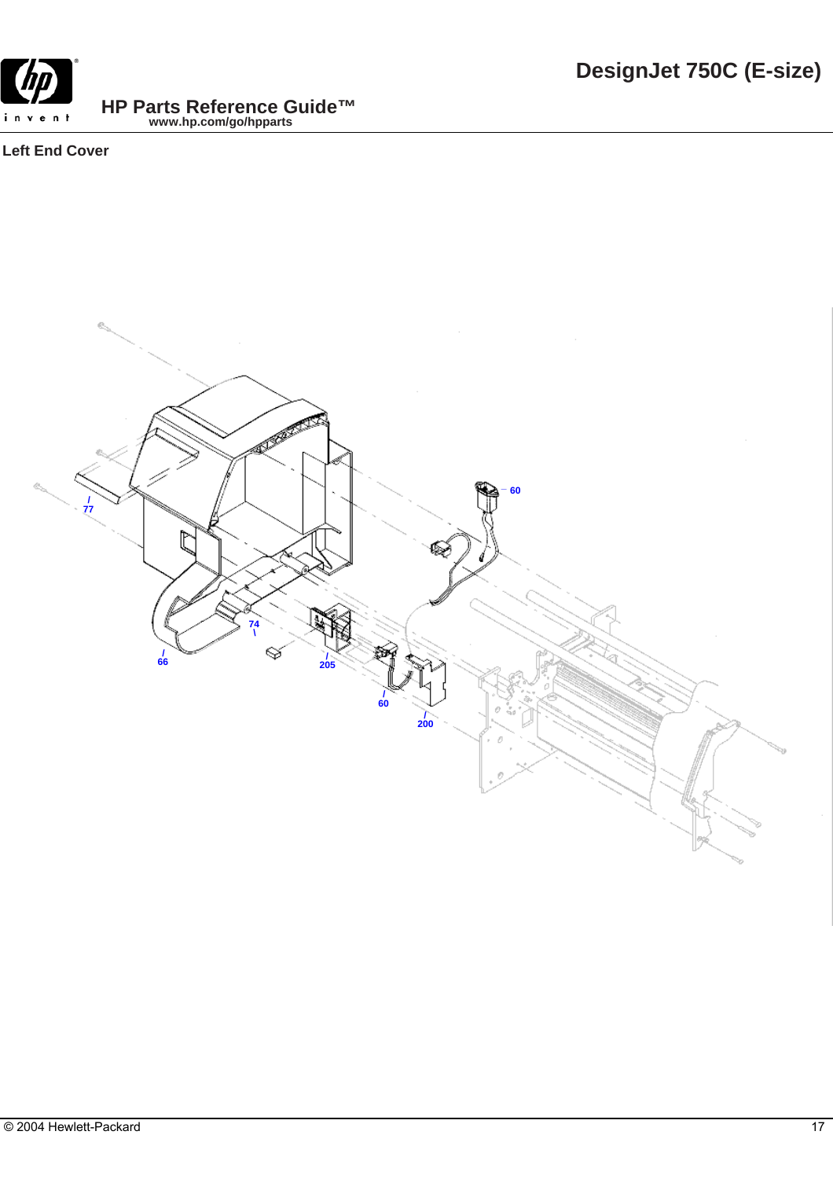## Left End Cover

60

77

74

66

205

60

200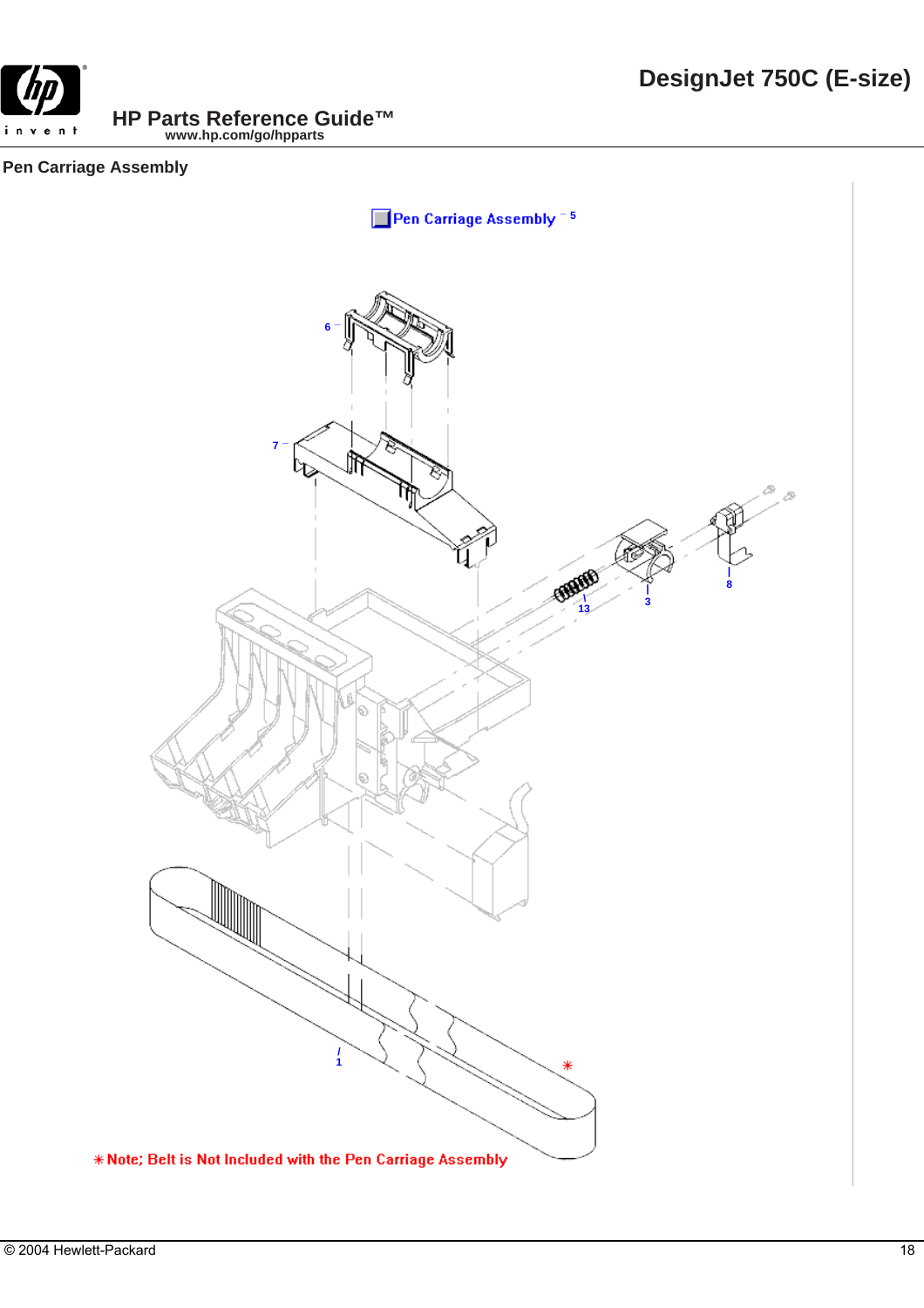## Pen Carriage Assembly

Pen Carriage Assembly – 5

6

7

13

3

8

1

*

* Note; Belt is Not Included with the Pen Carriage Assembly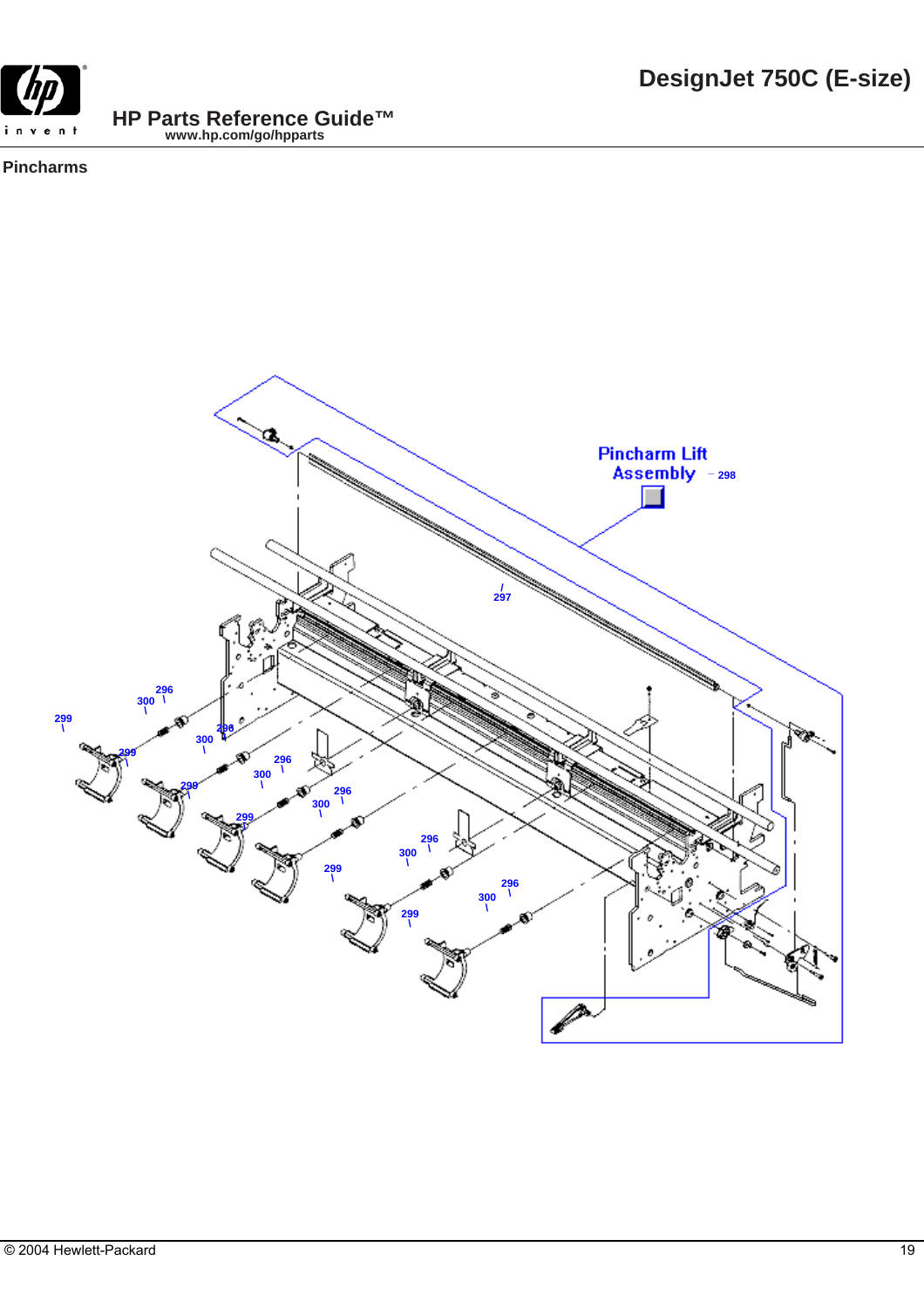## Pincharms

Pincharm Lift Assembly – 298

297

296
300
299
296
300
299
296
300
299
296
300
299
296
300
299
296
300
299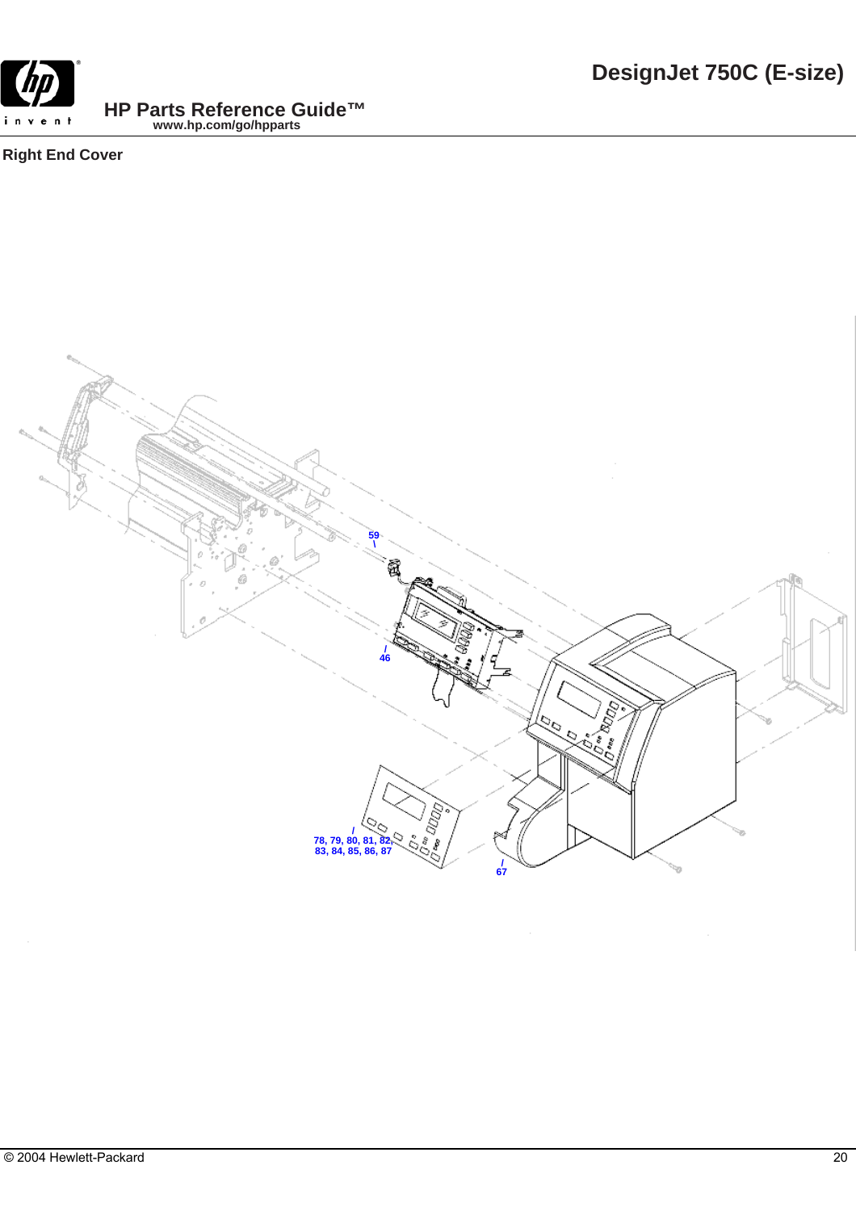## Right End Cover

59

46

78, 79, 80, 81, 82,
83, 84, 85, 86, 87

67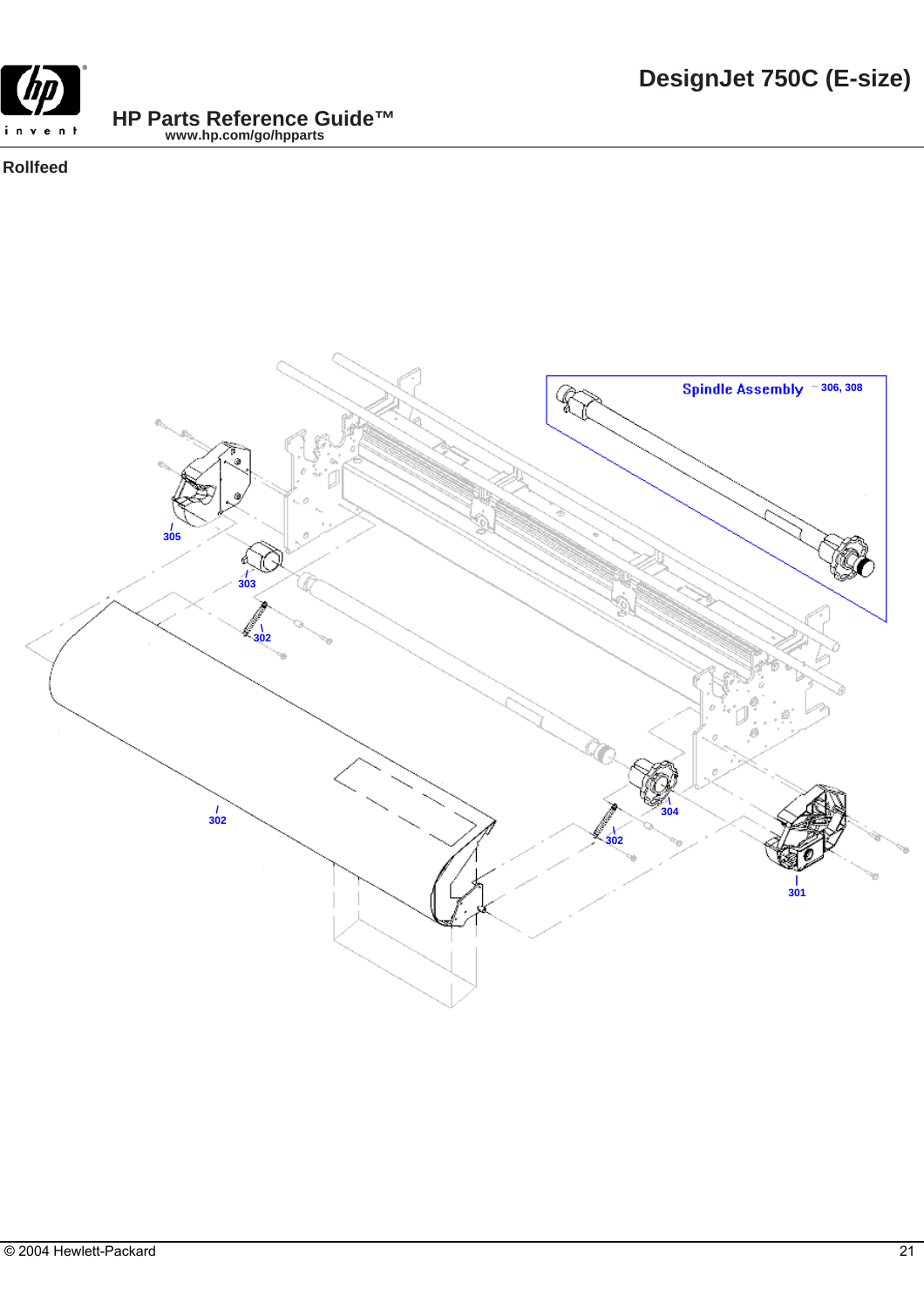# DesignJet 750C (E-size)

## HP Parts Reference Guide™

www.hp.com/go/hpparts

### Rollfeed

Spindle Assembly — 306, 308

305

303

302

302

304

302

301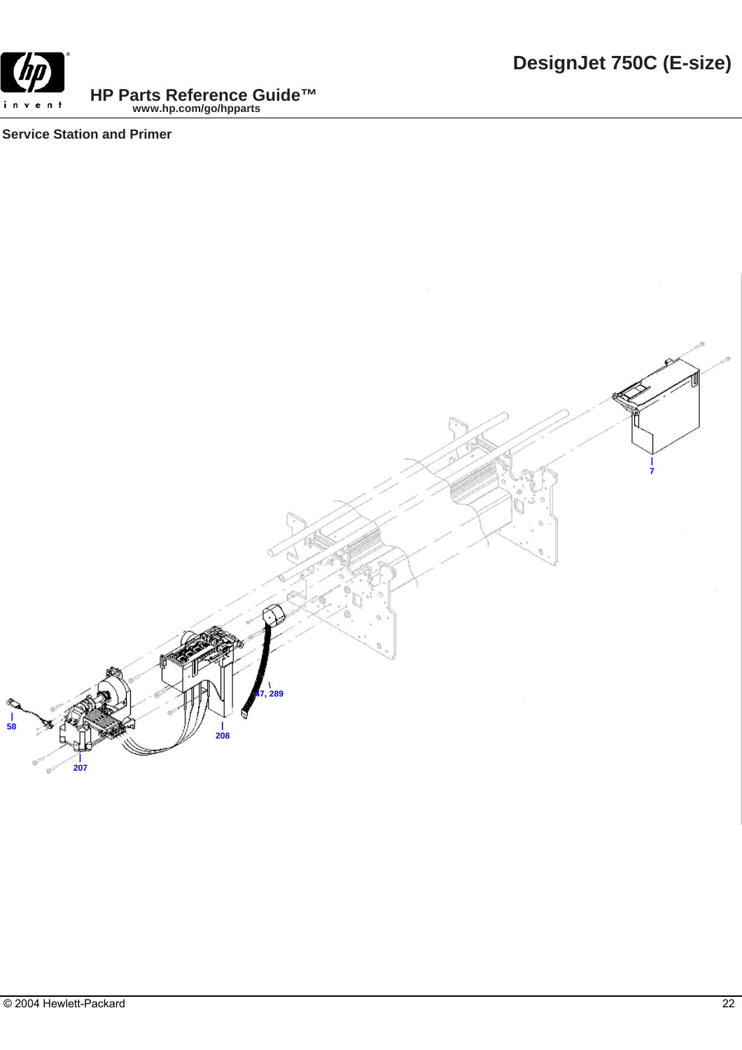## Service Station and Primer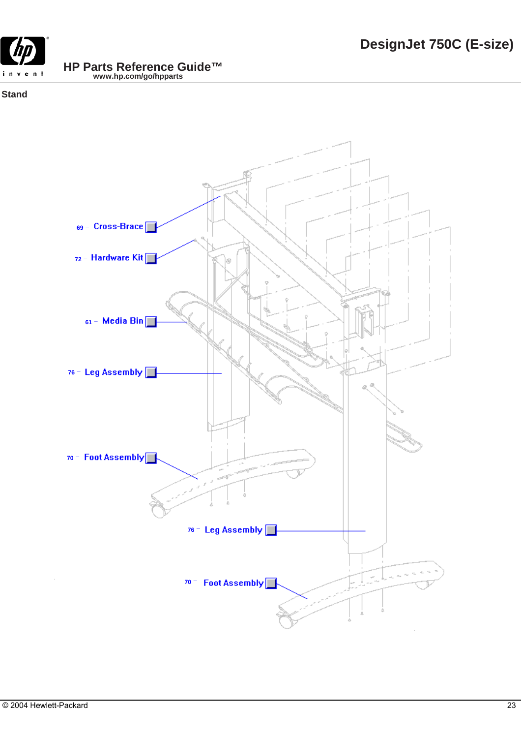## Stand

69 – Cross-Brace

72 – Hardware Kit

61 – Media Bin

76 – Leg Assembly

70 – Foot Assembly

76 – Leg Assembly

70 – Foot Assembly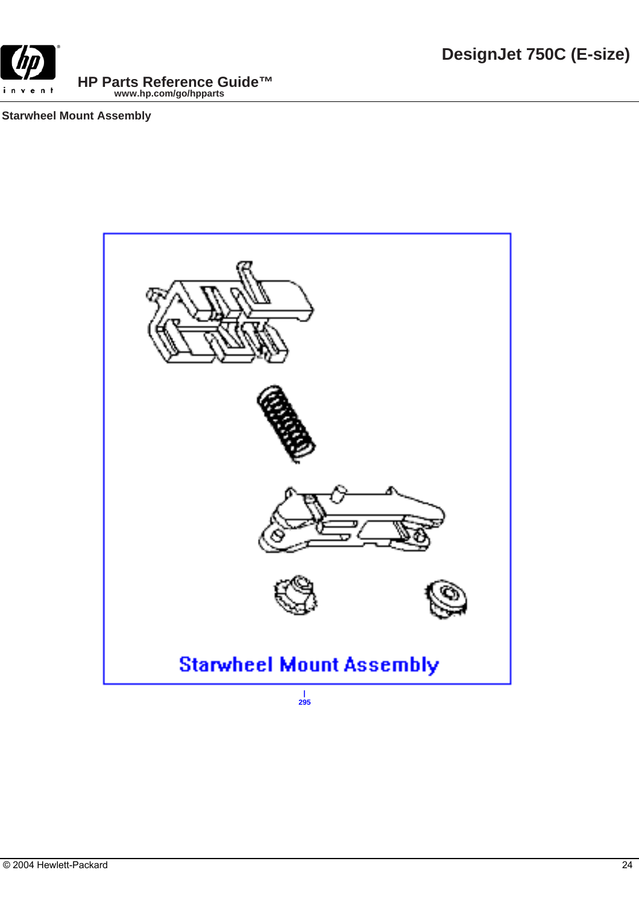## Starwheel Mount Assembly

Starwheel Mount Assembly

295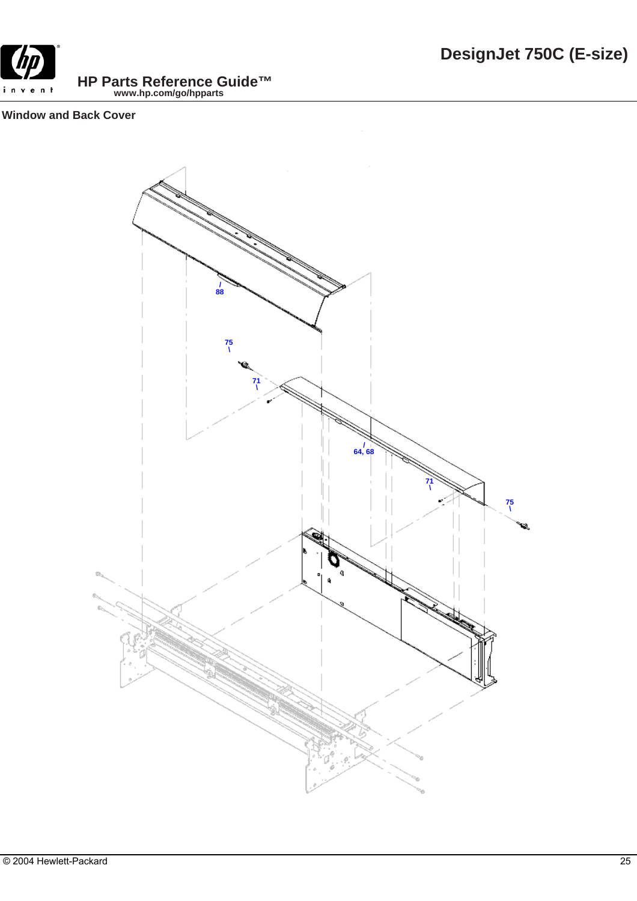# DesignJet 750C (E-size)

## HP Parts Reference Guide™
www.hp.com/go/hpparts

### Window and Back Cover

88

75

71

64, 68

71

75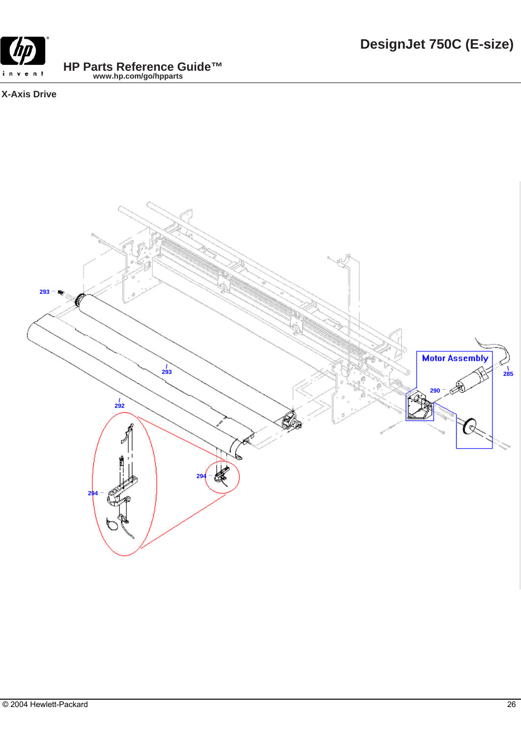## X-Axis Drive

293

293

292

294

294

Motor Assembly

290

285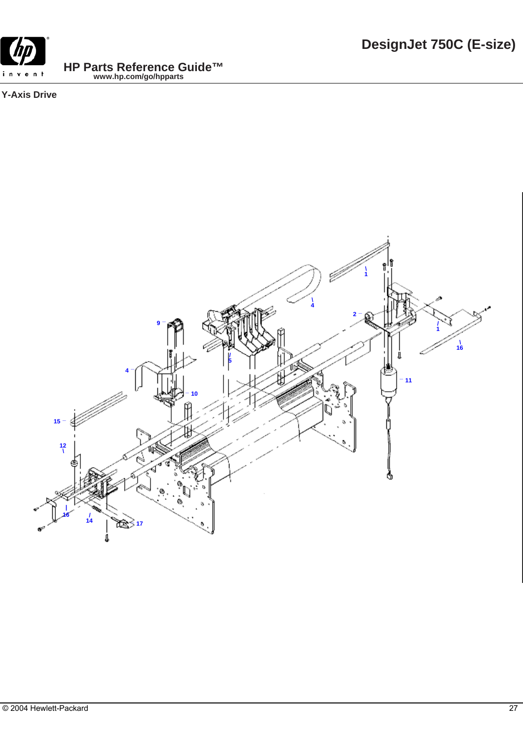## Y-Axis Drive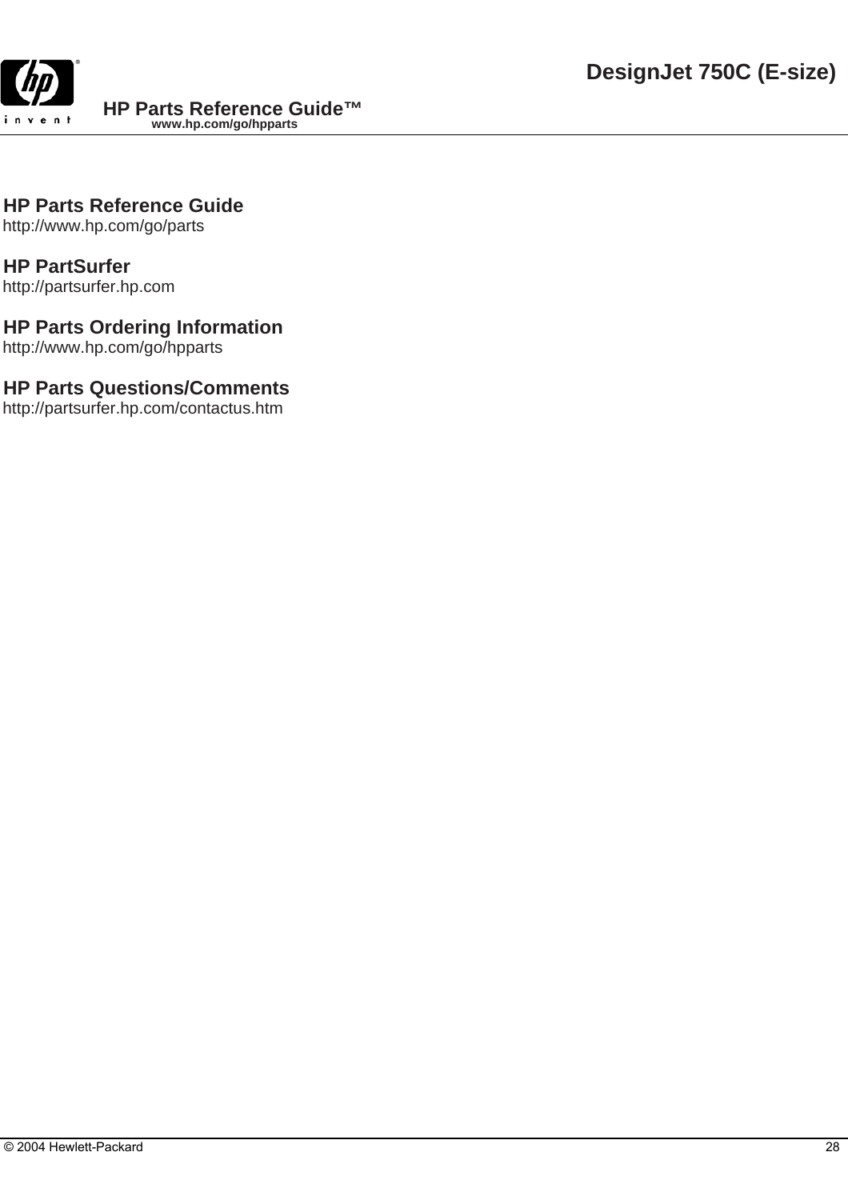## HP Parts Reference Guide
http://www.hp.com/go/parts

## HP PartSurfer
http://partsurfer.hp.com

## HP Parts Ordering Information
http://www.hp.com/go/hpparts

## HP Parts Questions/Comments
http://partsurfer.hp.com/contactus.htm